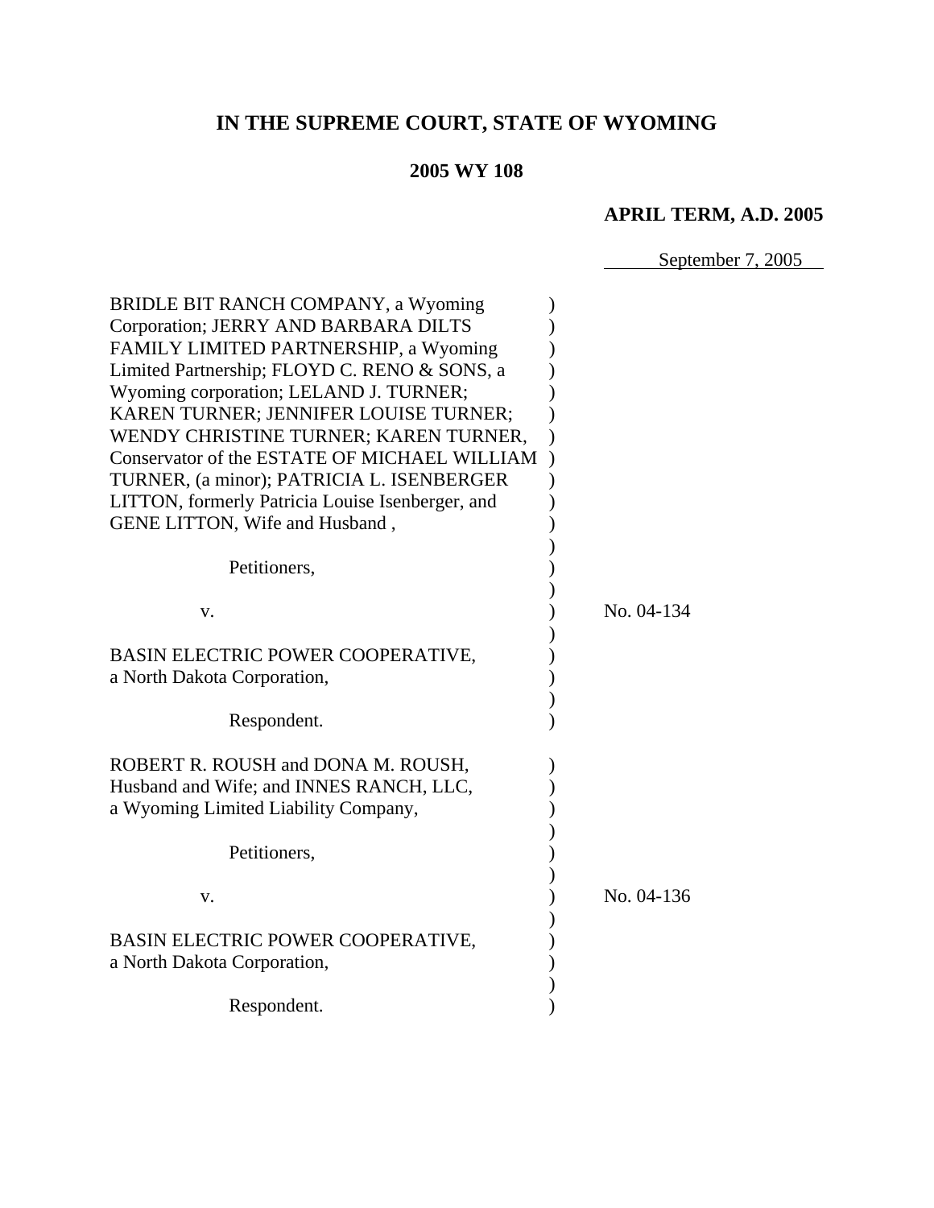# IN THE SUPREME COURT, STATE OF WYOMING

**2005 WY 108**

**APRIL TERM, A.D. 2005**

September 7, 2005

BRIDLE BIT RANCH COMPANY, a Wyoming Corporation; JERRY AND BARBARA DILTS FAMILY LIMITED PARTNERSHIP, a Wyoming Limited Partnership; FLOYD C. RENO & SONS, a Wyoming corporation; LELAND J. TURNER; KAREN TURNER; JENNIFER LOUISE TURNER; WENDY CHRISTINE TURNER; KAREN TURNER, Conservator of the ESTATE OF MICHAEL WILLIAM TURNER, (a minor); PATRICIA L. ISENBERGER LITTON, formerly Patricia Louise Isenberger, and GENE LITTON, Wife and Husband ,

Petitioners,

v.

BASIN ELECTRIC POWER COOPERATIVE, a North Dakota Corporation,

Respondent.

No. 04-134

ROBERT R. ROUSH and DONA M. ROUSH, Husband and Wife; and INNES RANCH, LLC, a Wyoming Limited Liability Company,

Petitioners,

v.

BASIN ELECTRIC POWER COOPERATIVE, a North Dakota Corporation,

Respondent.

No. 04-136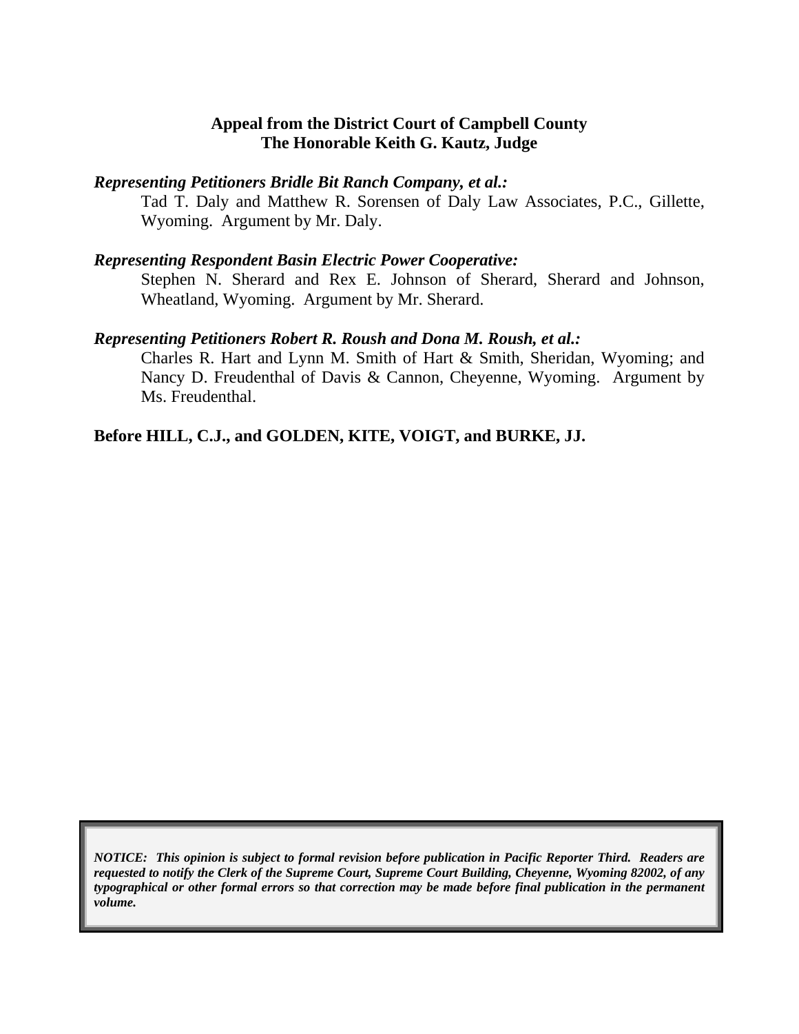**Appeal from the District Court of Campbell County**
**The Honorable Keith G. Kautz, Judge**

***Representing Petitioners Bridle Bit Ranch Company, et al.:***

Tad T. Daly and Matthew R. Sorensen of Daly Law Associates, P.C., Gillette, Wyoming. Argument by Mr. Daly.

***Representing Respondent Basin Electric Power Cooperative:***

Stephen N. Sherard and Rex E. Johnson of Sherard, Sherard and Johnson, Wheatland, Wyoming. Argument by Mr. Sherard.

***Representing Petitioners Robert R. Roush and Dona M. Roush, et al.:***

Charles R. Hart and Lynn M. Smith of Hart & Smith, Sheridan, Wyoming; and Nancy D. Freudenthal of Davis & Cannon, Cheyenne, Wyoming. Argument by Ms. Freudenthal.

**Before HILL, C.J., and GOLDEN, KITE, VOIGT, and BURKE, JJ.**

***NOTICE: This opinion is subject to formal revision before publication in Pacific Reporter Third. Readers are requested to notify the Clerk of the Supreme Court, Supreme Court Building, Cheyenne, Wyoming 82002, of any typographical or other formal errors so that correction may be made before final publication in the permanent volume.***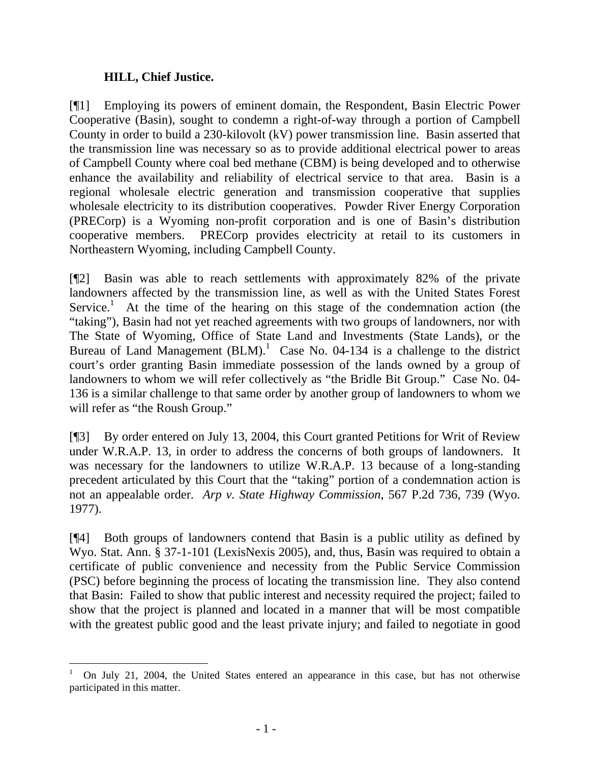**HILL, Chief Justice.**

[¶1] Employing its powers of eminent domain, the Respondent, Basin Electric Power Cooperative (Basin), sought to condemn a right-of-way through a portion of Campbell County in order to build a 230-kilovolt (kV) power transmission line. Basin asserted that the transmission line was necessary so as to provide additional electrical power to areas of Campbell County where coal bed methane (CBM) is being developed and to otherwise enhance the availability and reliability of electrical service to that area. Basin is a regional wholesale electric generation and transmission cooperative that supplies wholesale electricity to its distribution cooperatives. Powder River Energy Corporation (PRECorp) is a Wyoming non-profit corporation and is one of Basin's distribution cooperative members. PRECorp provides electricity at retail to its customers in Northeastern Wyoming, including Campbell County.

[¶2] Basin was able to reach settlements with approximately 82% of the private landowners affected by the transmission line, as well as with the United States Forest Service.[1] At the time of the hearing on this stage of the condemnation action (the "taking"), Basin had not yet reached agreements with two groups of landowners, nor with The State of Wyoming, Office of State Land and Investments (State Lands), or the Bureau of Land Management (BLM).[1] Case No. 04-134 is a challenge to the district court's order granting Basin immediate possession of the lands owned by a group of landowners to whom we will refer collectively as "the Bridle Bit Group." Case No. 04-136 is a similar challenge to that same order by another group of landowners to whom we will refer as "the Roush Group."

[¶3] By order entered on July 13, 2004, this Court granted Petitions for Writ of Review under W.R.A.P. 13, in order to address the concerns of both groups of landowners. It was necessary for the landowners to utilize W.R.A.P. 13 because of a long-standing precedent articulated by this Court that the "taking" portion of a condemnation action is not an appealable order. *Arp v. State Highway Commission,* 567 P.2d 736, 739 (Wyo. 1977).

[¶4] Both groups of landowners contend that Basin is a public utility as defined by Wyo. Stat. Ann. § 37-1-101 (LexisNexis 2005), and, thus, Basin was required to obtain a certificate of public convenience and necessity from the Public Service Commission (PSC) before beginning the process of locating the transmission line. They also contend that Basin: Failed to show that public interest and necessity required the project; failed to show that the project is planned and located in a manner that will be most compatible with the greatest public good and the least private injury; and failed to negotiate in good

---

[1] On July 21, 2004, the United States entered an appearance in this case, but has not otherwise participated in this matter.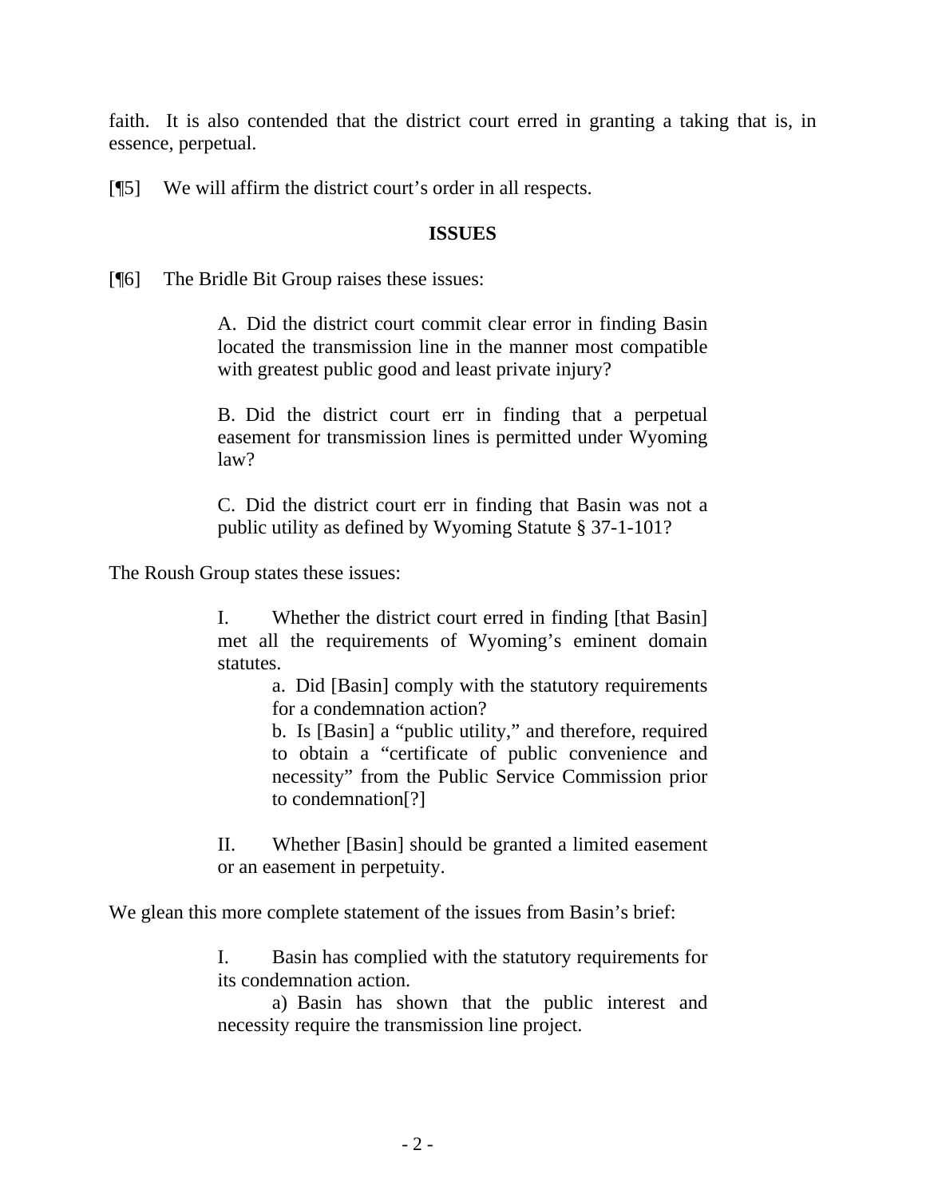faith. It is also contended that the district court erred in granting a taking that is, in essence, perpetual.

[¶5] We will affirm the district court's order in all respects.

**ISSUES**

[¶6] The Bridle Bit Group raises these issues:

> A. Did the district court commit clear error in finding Basin located the transmission line in the manner most compatible with greatest public good and least private injury?
>
> B. Did the district court err in finding that a perpetual easement for transmission lines is permitted under Wyoming law?
>
> C. Did the district court err in finding that Basin was not a public utility as defined by Wyoming Statute § 37-1-101?

The Roush Group states these issues:

> I. Whether the district court erred in finding [that Basin] met all the requirements of Wyoming's eminent domain statutes.
>
> > a. Did [Basin] comply with the statutory requirements for a condemnation action?
> >
> > b. Is [Basin] a "public utility," and therefore, required to obtain a "certificate of public convenience and necessity" from the Public Service Commission prior to condemnation[?]
>
> II. Whether [Basin] should be granted a limited easement or an easement in perpetuity.

We glean this more complete statement of the issues from Basin's brief:

> I. Basin has complied with the statutory requirements for its condemnation action.
>
> a) Basin has shown that the public interest and necessity require the transmission line project.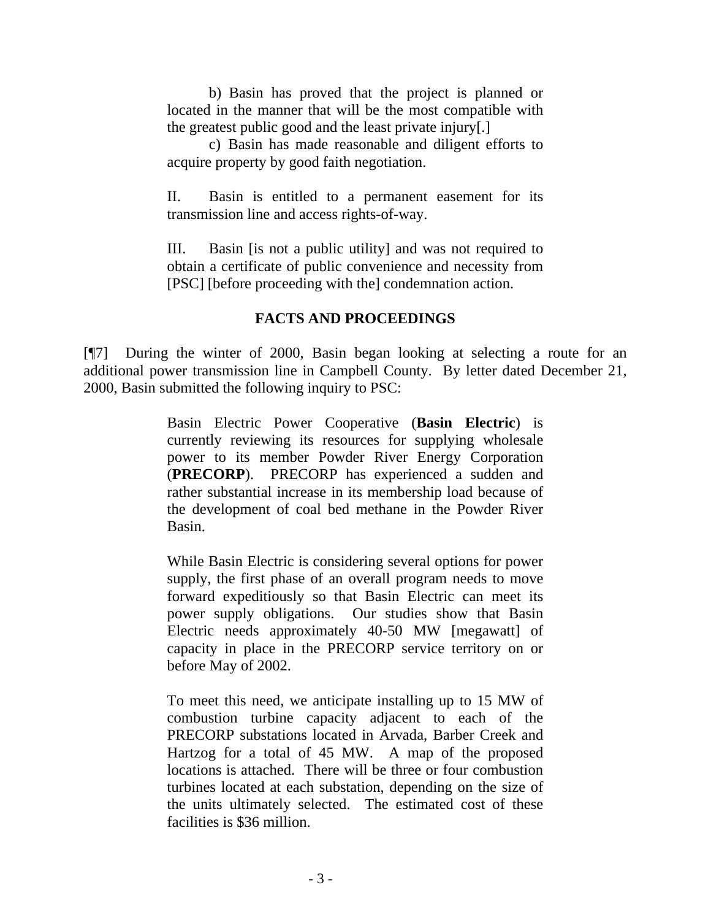> b) Basin has proved that the project is planned or located in the manner that will be the most compatible with the greatest public good and the least private injury[.]
>
> c) Basin has made reasonable and diligent efforts to acquire property by good faith negotiation.
>
> II. Basin is entitled to a permanent easement for its transmission line and access rights-of-way.
>
> III. Basin [is not a public utility] and was not required to obtain a certificate of public convenience and necessity from [PSC] [before proceeding with the] condemnation action.

## FACTS AND PROCEEDINGS

[¶7] During the winter of 2000, Basin began looking at selecting a route for an additional power transmission line in Campbell County. By letter dated December 21, 2000, Basin submitted the following inquiry to PSC:

> Basin Electric Power Cooperative (**Basin Electric**) is currently reviewing its resources for supplying wholesale power to its member Powder River Energy Corporation (**PRECORP**). PRECORP has experienced a sudden and rather substantial increase in its membership load because of the development of coal bed methane in the Powder River Basin.
>
> While Basin Electric is considering several options for power supply, the first phase of an overall program needs to move forward expeditiously so that Basin Electric can meet its power supply obligations. Our studies show that Basin Electric needs approximately 40-50 MW [megawatt] of capacity in place in the PRECORP service territory on or before May of 2002.
>
> To meet this need, we anticipate installing up to 15 MW of combustion turbine capacity adjacent to each of the PRECORP substations located in Arvada, Barber Creek and Hartzog for a total of 45 MW. A map of the proposed locations is attached. There will be three or four combustion turbines located at each substation, depending on the size of the units ultimately selected. The estimated cost of these facilities is $36 million.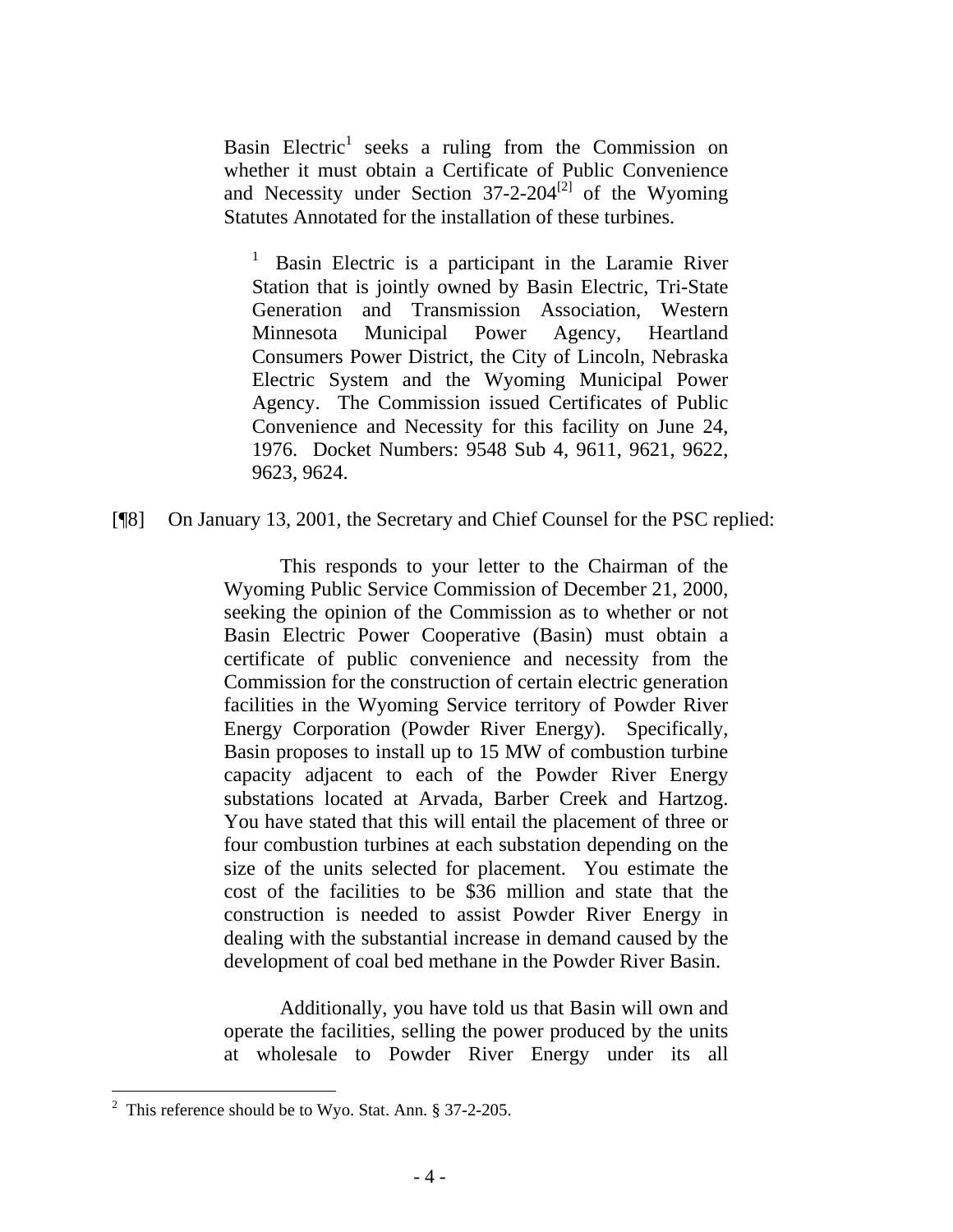> Basin Electric[1] seeks a ruling from the Commission on whether it must obtain a Certificate of Public Convenience and Necessity under Section 37-2-204[2] of the Wyoming Statutes Annotated for the installation of these turbines.
>
> > [1] Basin Electric is a participant in the Laramie River Station that is jointly owned by Basin Electric, Tri-State Generation and Transmission Association, Western Minnesota Municipal Power Agency, Heartland Consumers Power District, the City of Lincoln, Nebraska Electric System and the Wyoming Municipal Power Agency. The Commission issued Certificates of Public Convenience and Necessity for this facility on June 24, 1976. Docket Numbers: 9548 Sub 4, 9611, 9621, 9622, 9623, 9624.

[¶8] On January 13, 2001, the Secretary and Chief Counsel for the PSC replied:

> This responds to your letter to the Chairman of the Wyoming Public Service Commission of December 21, 2000, seeking the opinion of the Commission as to whether or not Basin Electric Power Cooperative (Basin) must obtain a certificate of public convenience and necessity from the Commission for the construction of certain electric generation facilities in the Wyoming Service territory of Powder River Energy Corporation (Powder River Energy). Specifically, Basin proposes to install up to 15 MW of combustion turbine capacity adjacent to each of the Powder River Energy substations located at Arvada, Barber Creek and Hartzog. You have stated that this will entail the placement of three or four combustion turbines at each substation depending on the size of the units selected for placement. You estimate the cost of the facilities to be $36 million and state that the construction is needed to assist Powder River Energy in dealing with the substantial increase in demand caused by the development of coal bed methane in the Powder River Basin.
>
> Additionally, you have told us that Basin will own and operate the facilities, selling the power produced by the units at wholesale to Powder River Energy under its all

[2] This reference should be to Wyo. Stat. Ann. § 37-2-205.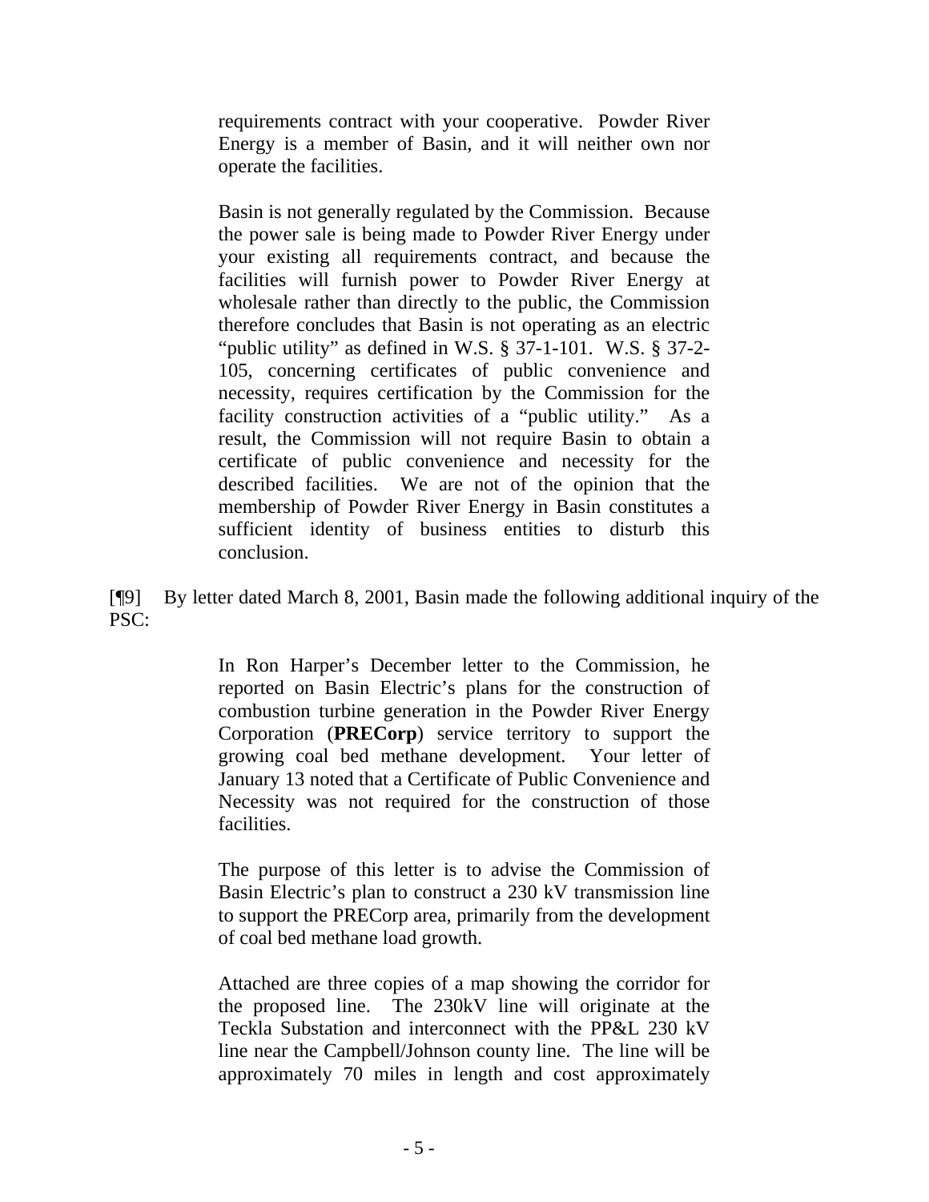> requirements contract with your cooperative. Powder River Energy is a member of Basin, and it will neither own nor operate the facilities.
>
> Basin is not generally regulated by the Commission. Because the power sale is being made to Powder River Energy under your existing all requirements contract, and because the facilities will furnish power to Powder River Energy at wholesale rather than directly to the public, the Commission therefore concludes that Basin is not operating as an electric "public utility" as defined in W.S. § 37-1-101. W.S. § 37-2-105, concerning certificates of public convenience and necessity, requires certification by the Commission for the facility construction activities of a "public utility." As a result, the Commission will not require Basin to obtain a certificate of public convenience and necessity for the described facilities. We are not of the opinion that the membership of Powder River Energy in Basin constitutes a sufficient identity of business entities to disturb this conclusion.

[¶9] By letter dated March 8, 2001, Basin made the following additional inquiry of the PSC:

> In Ron Harper's December letter to the Commission, he reported on Basin Electric's plans for the construction of combustion turbine generation in the Powder River Energy Corporation (**PRECorp**) service territory to support the growing coal bed methane development. Your letter of January 13 noted that a Certificate of Public Convenience and Necessity was not required for the construction of those facilities.
>
> The purpose of this letter is to advise the Commission of Basin Electric's plan to construct a 230 kV transmission line to support the PRECorp area, primarily from the development of coal bed methane load growth.
>
> Attached are three copies of a map showing the corridor for the proposed line. The 230kV line will originate at the Teckla Substation and interconnect with the PP&L 230 kV line near the Campbell/Johnson county line. The line will be approximately 70 miles in length and cost approximately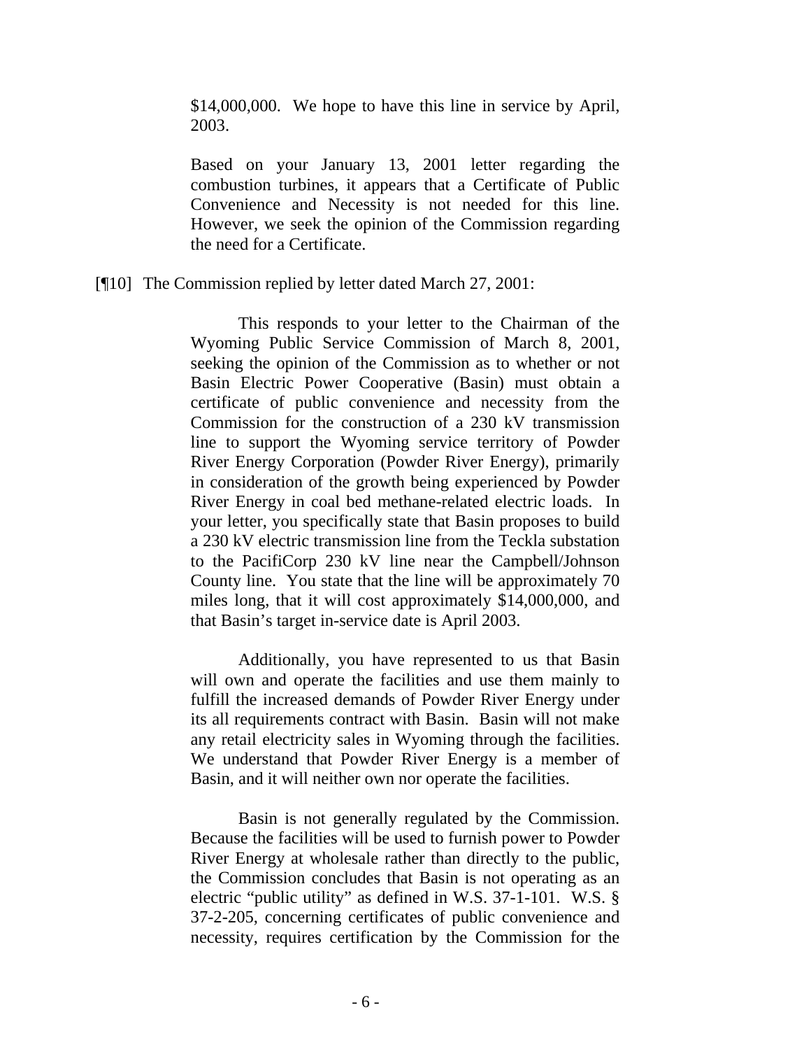> $14,000,000. We hope to have this line in service by April, 2003.
>
> Based on your January 13, 2001 letter regarding the combustion turbines, it appears that a Certificate of Public Convenience and Necessity is not needed for this line. However, we seek the opinion of the Commission regarding the need for a Certificate.

[¶10] The Commission replied by letter dated March 27, 2001:

> This responds to your letter to the Chairman of the Wyoming Public Service Commission of March 8, 2001, seeking the opinion of the Commission as to whether or not Basin Electric Power Cooperative (Basin) must obtain a certificate of public convenience and necessity from the Commission for the construction of a 230 kV transmission line to support the Wyoming service territory of Powder River Energy Corporation (Powder River Energy), primarily in consideration of the growth being experienced by Powder River Energy in coal bed methane-related electric loads. In your letter, you specifically state that Basin proposes to build a 230 kV electric transmission line from the Teckla substation to the PacifiCorp 230 kV line near the Campbell/Johnson County line. You state that the line will be approximately 70 miles long, that it will cost approximately $14,000,000, and that Basin's target in-service date is April 2003.
>
> Additionally, you have represented to us that Basin will own and operate the facilities and use them mainly to fulfill the increased demands of Powder River Energy under its all requirements contract with Basin. Basin will not make any retail electricity sales in Wyoming through the facilities. We understand that Powder River Energy is a member of Basin, and it will neither own nor operate the facilities.
>
> Basin is not generally regulated by the Commission. Because the facilities will be used to furnish power to Powder River Energy at wholesale rather than directly to the public, the Commission concludes that Basin is not operating as an electric "public utility" as defined in W.S. 37-1-101. W.S. § 37-2-205, concerning certificates of public convenience and necessity, requires certification by the Commission for the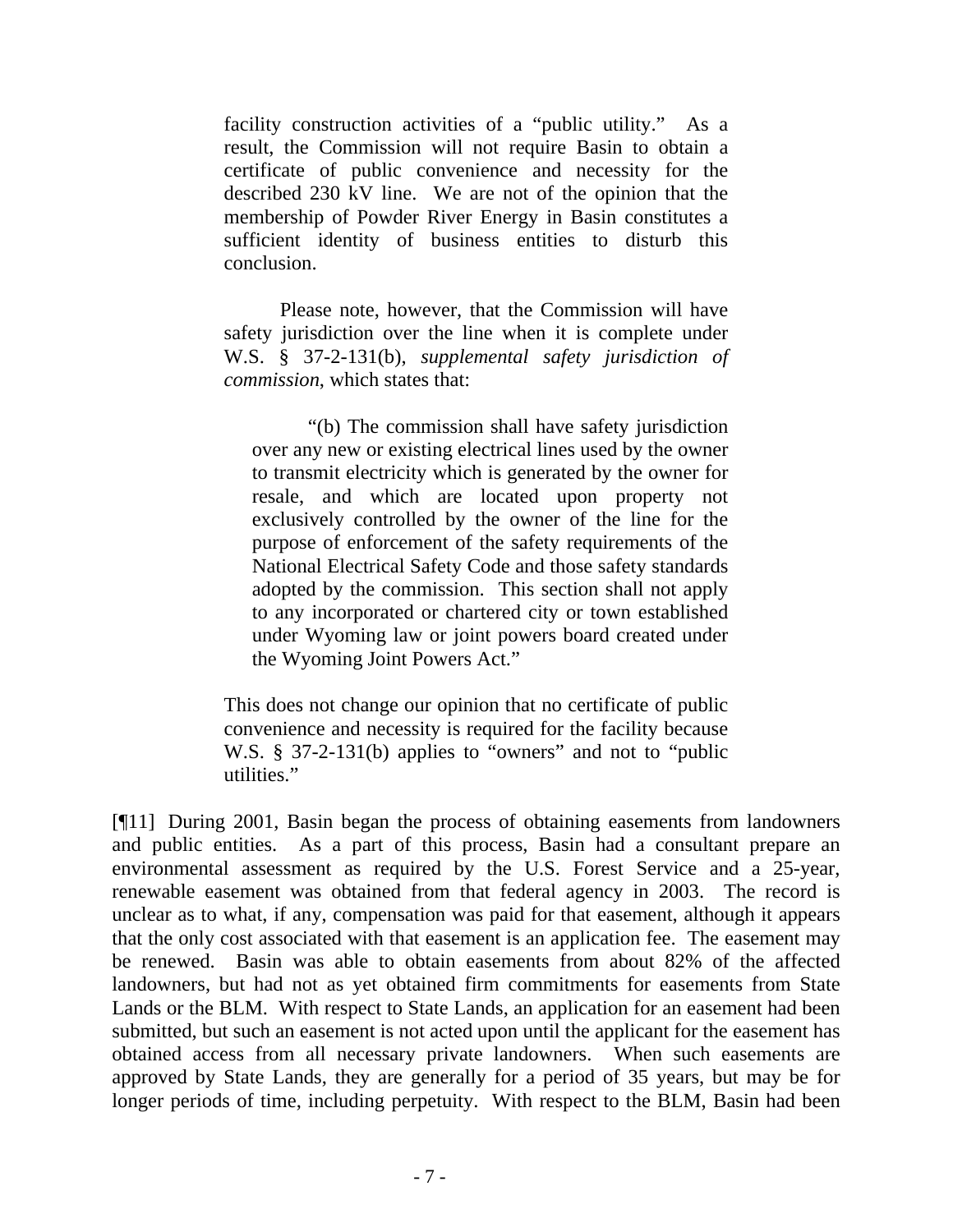> facility construction activities of a "public utility." As a result, the Commission will not require Basin to obtain a certificate of public convenience and necessity for the described 230 kV line. We are not of the opinion that the membership of Powder River Energy in Basin constitutes a sufficient identity of business entities to disturb this conclusion.
>
> Please note, however, that the Commission will have safety jurisdiction over the line when it is complete under W.S. § 37-2-131(b), *supplemental safety jurisdiction of commission*, which states that:
>
> > "(b) The commission shall have safety jurisdiction over any new or existing electrical lines used by the owner to transmit electricity which is generated by the owner for resale, and which are located upon property not exclusively controlled by the owner of the line for the purpose of enforcement of the safety requirements of the National Electrical Safety Code and those safety standards adopted by the commission. This section shall not apply to any incorporated or chartered city or town established under Wyoming law or joint powers board created under the Wyoming Joint Powers Act."
>
> This does not change our opinion that no certificate of public convenience and necessity is required for the facility because W.S. § 37-2-131(b) applies to "owners" and not to "public utilities."

[¶11] During 2001, Basin began the process of obtaining easements from landowners and public entities. As a part of this process, Basin had a consultant prepare an environmental assessment as required by the U.S. Forest Service and a 25-year, renewable easement was obtained from that federal agency in 2003. The record is unclear as to what, if any, compensation was paid for that easement, although it appears that the only cost associated with that easement is an application fee. The easement may be renewed. Basin was able to obtain easements from about 82% of the affected landowners, but had not as yet obtained firm commitments for easements from State Lands or the BLM. With respect to State Lands, an application for an easement had been submitted, but such an easement is not acted upon until the applicant for the easement has obtained access from all necessary private landowners. When such easements are approved by State Lands, they are generally for a period of 35 years, but may be for longer periods of time, including perpetuity. With respect to the BLM, Basin had been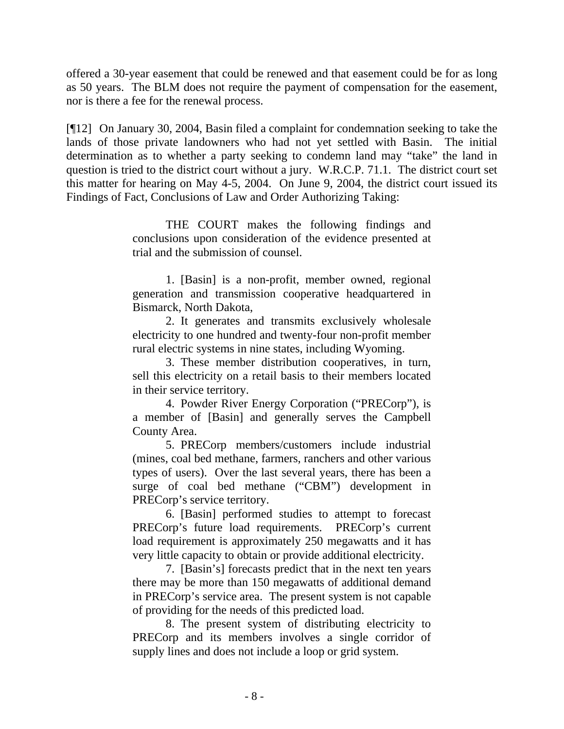offered a 30-year easement that could be renewed and that easement could be for as long as 50 years. The BLM does not require the payment of compensation for the easement, nor is there a fee for the renewal process.

[¶12] On January 30, 2004, Basin filed a complaint for condemnation seeking to take the lands of those private landowners who had not yet settled with Basin. The initial determination as to whether a party seeking to condemn land may "take" the land in question is tried to the district court without a jury. W.R.C.P. 71.1. The district court set this matter for hearing on May 4-5, 2004. On June 9, 2004, the district court issued its Findings of Fact, Conclusions of Law and Order Authorizing Taking:

> THE COURT makes the following findings and conclusions upon consideration of the evidence presented at trial and the submission of counsel.
>
> 1. [Basin] is a non-profit, member owned, regional generation and transmission cooperative headquartered in Bismarck, North Dakota,
>
> 2. It generates and transmits exclusively wholesale electricity to one hundred and twenty-four non-profit member rural electric systems in nine states, including Wyoming.
>
> 3. These member distribution cooperatives, in turn, sell this electricity on a retail basis to their members located in their service territory.
>
> 4. Powder River Energy Corporation ("PRECorp"), is a member of [Basin] and generally serves the Campbell County Area.
>
> 5. PRECorp members/customers include industrial (mines, coal bed methane, farmers, ranchers and other various types of users). Over the last several years, there has been a surge of coal bed methane ("CBM") development in PRECorp's service territory.
>
> 6. [Basin] performed studies to attempt to forecast PRECorp's future load requirements. PRECorp's current load requirement is approximately 250 megawatts and it has very little capacity to obtain or provide additional electricity.
>
> 7. [Basin's] forecasts predict that in the next ten years there may be more than 150 megawatts of additional demand in PRECorp's service area. The present system is not capable of providing for the needs of this predicted load.
>
> 8. The present system of distributing electricity to PRECorp and its members involves a single corridor of supply lines and does not include a loop or grid system.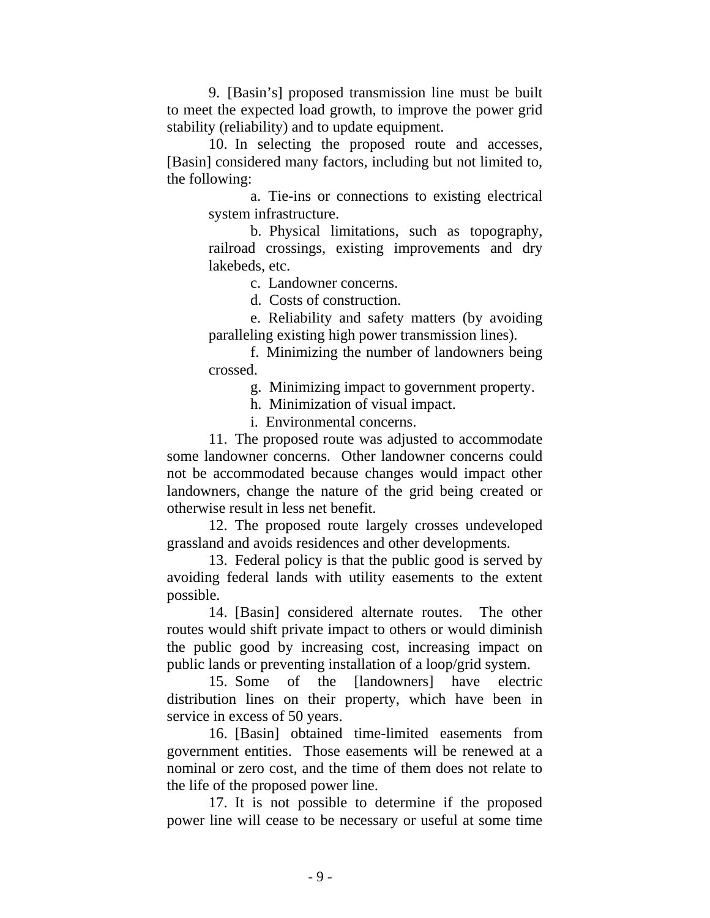9. [Basin's] proposed transmission line must be built to meet the expected load growth, to improve the power grid stability (reliability) and to update equipment.

10. In selecting the proposed route and accesses, [Basin] considered many factors, including but not limited to, the following:

> a. Tie-ins or connections to existing electrical system infrastructure.
>
> b. Physical limitations, such as topography, railroad crossings, existing improvements and dry lakebeds, etc.
>
> c. Landowner concerns.
>
> d. Costs of construction.
>
> e. Reliability and safety matters (by avoiding paralleling existing high power transmission lines).
>
> f. Minimizing the number of landowners being crossed.
>
> g. Minimizing impact to government property.
>
> h. Minimization of visual impact.
>
> i. Environmental concerns.

11. The proposed route was adjusted to accommodate some landowner concerns. Other landowner concerns could not be accommodated because changes would impact other landowners, change the nature of the grid being created or otherwise result in less net benefit.

12. The proposed route largely crosses undeveloped grassland and avoids residences and other developments.

13. Federal policy is that the public good is served by avoiding federal lands with utility easements to the extent possible.

14. [Basin] considered alternate routes. The other routes would shift private impact to others or would diminish the public good by increasing cost, increasing impact on public lands or preventing installation of a loop/grid system.

15. Some of the [landowners] have electric distribution lines on their property, which have been in service in excess of 50 years.

16. [Basin] obtained time-limited easements from government entities. Those easements will be renewed at a nominal or zero cost, and the time of them does not relate to the life of the proposed power line.

17. It is not possible to determine if the proposed power line will cease to be necessary or useful at some time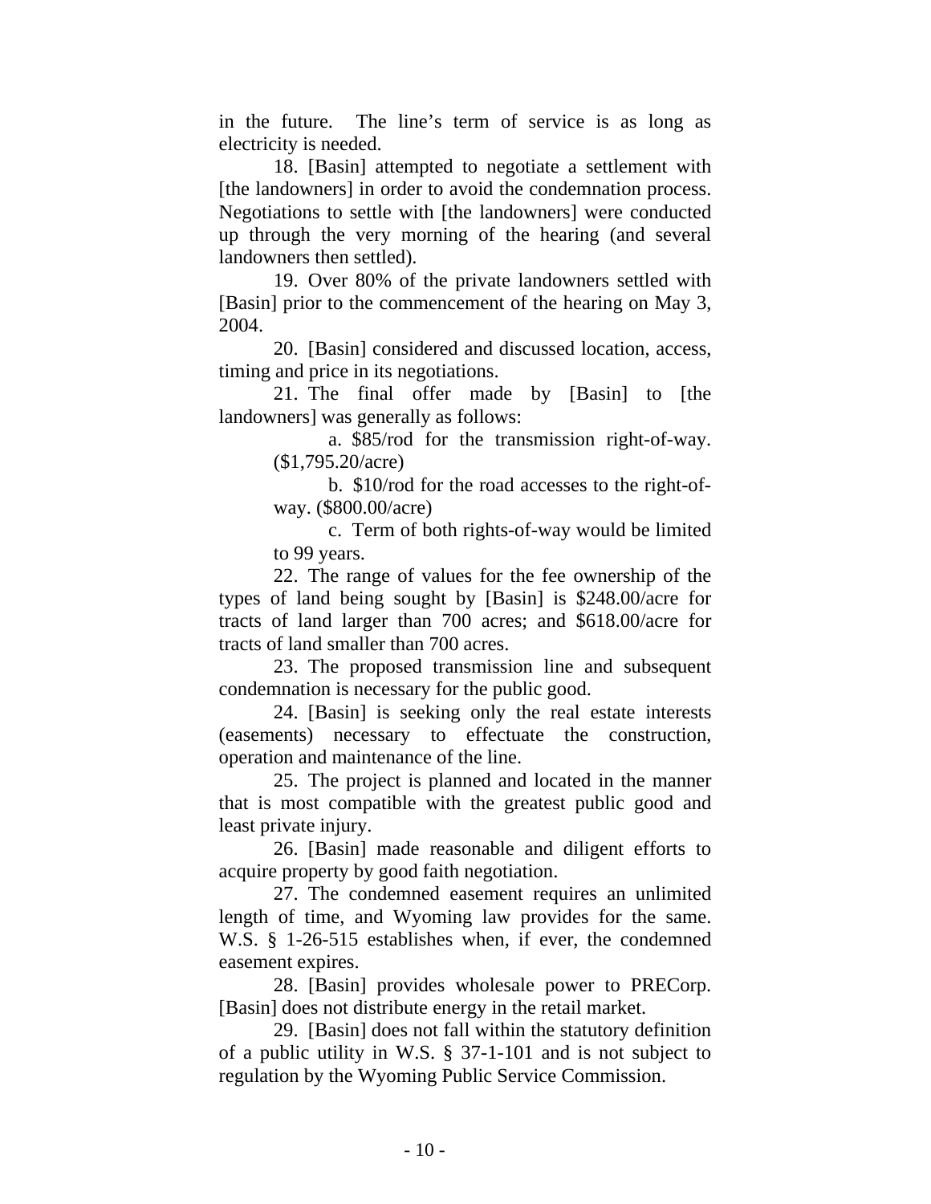in the future. The line's term of service is as long as electricity is needed.

18. [Basin] attempted to negotiate a settlement with [the landowners] in order to avoid the condemnation process. Negotiations to settle with [the landowners] were conducted up through the very morning of the hearing (and several landowners then settled).

19. Over 80% of the private landowners settled with [Basin] prior to the commencement of the hearing on May 3, 2004.

20. [Basin] considered and discussed location, access, timing and price in its negotiations.

21. The final offer made by [Basin] to [the landowners] was generally as follows:

> a. $85/rod for the transmission right-of-way. ($1,795.20/acre)
>
> b. $10/rod for the road accesses to the right-of-way. ($800.00/acre)
>
> c. Term of both rights-of-way would be limited to 99 years.

22. The range of values for the fee ownership of the types of land being sought by [Basin] is $248.00/acre for tracts of land larger than 700 acres; and $618.00/acre for tracts of land smaller than 700 acres.

23. The proposed transmission line and subsequent condemnation is necessary for the public good.

24. [Basin] is seeking only the real estate interests (easements) necessary to effectuate the construction, operation and maintenance of the line.

25. The project is planned and located in the manner that is most compatible with the greatest public good and least private injury.

26. [Basin] made reasonable and diligent efforts to acquire property by good faith negotiation.

27. The condemned easement requires an unlimited length of time, and Wyoming law provides for the same. W.S. § 1-26-515 establishes when, if ever, the condemned easement expires.

28. [Basin] provides wholesale power to PRECorp. [Basin] does not distribute energy in the retail market.

29. [Basin] does not fall within the statutory definition of a public utility in W.S. § 37-1-101 and is not subject to regulation by the Wyoming Public Service Commission.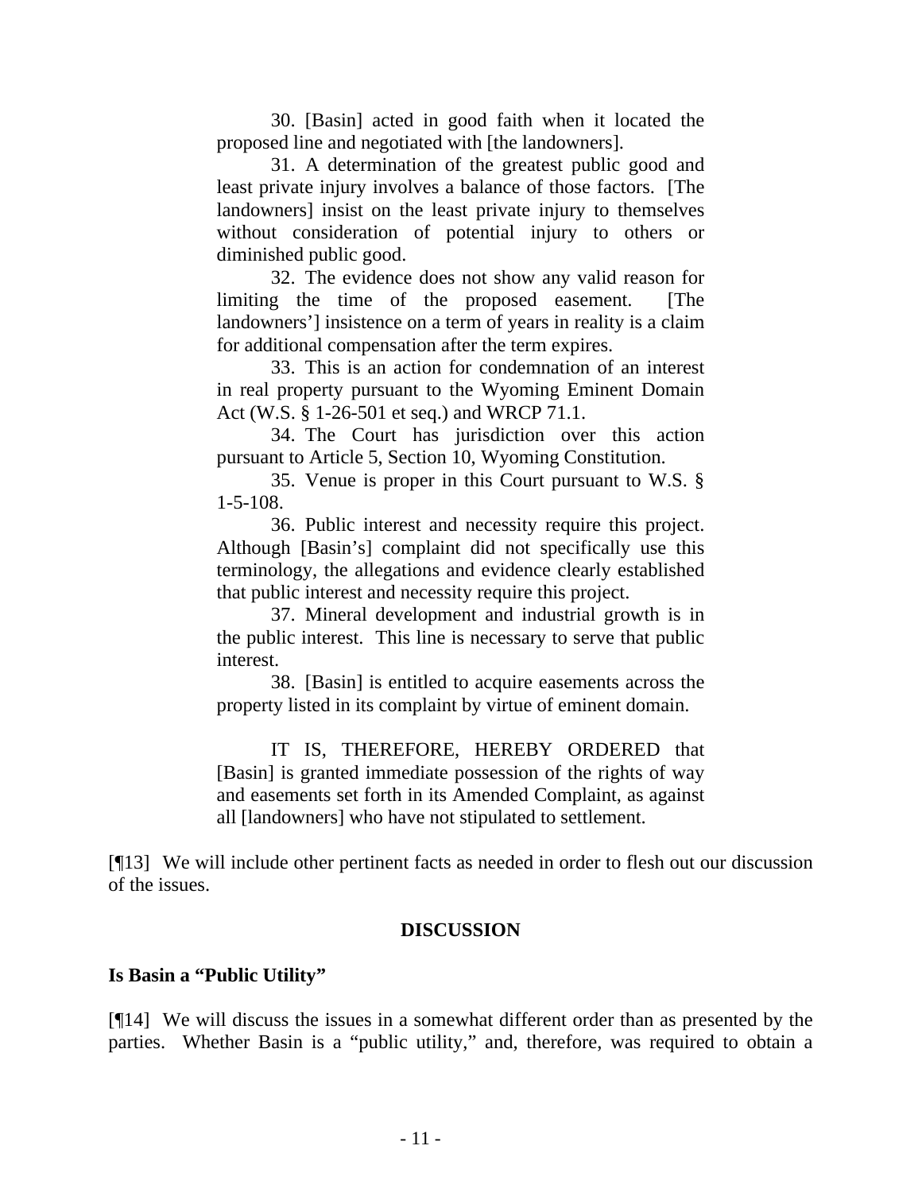> 30. [Basin] acted in good faith when it located the proposed line and negotiated with [the landowners].
>
> 31. A determination of the greatest public good and least private injury involves a balance of those factors. [The landowners] insist on the least private injury to themselves without consideration of potential injury to others or diminished public good.
>
> 32. The evidence does not show any valid reason for limiting the time of the proposed easement. [The landowners'] insistence on a term of years in reality is a claim for additional compensation after the term expires.
>
> 33. This is an action for condemnation of an interest in real property pursuant to the Wyoming Eminent Domain Act (W.S. § 1-26-501 et seq.) and WRCP 71.1.
>
> 34. The Court has jurisdiction over this action pursuant to Article 5, Section 10, Wyoming Constitution.
>
> 35. Venue is proper in this Court pursuant to W.S. § 1-5-108.
>
> 36. Public interest and necessity require this project. Although [Basin's] complaint did not specifically use this terminology, the allegations and evidence clearly established that public interest and necessity require this project.
>
> 37. Mineral development and industrial growth is in the public interest. This line is necessary to serve that public interest.
>
> 38. [Basin] is entitled to acquire easements across the property listed in its complaint by virtue of eminent domain.
>
> IT IS, THEREFORE, HEREBY ORDERED that [Basin] is granted immediate possession of the rights of way and easements set forth in its Amended Complaint, as against all [landowners] who have not stipulated to settlement.

[¶13] We will include other pertinent facts as needed in order to flesh out our discussion of the issues.

## DISCUSSION

### Is Basin a "Public Utility"

[¶14] We will discuss the issues in a somewhat different order than as presented by the parties. Whether Basin is a "public utility," and, therefore, was required to obtain a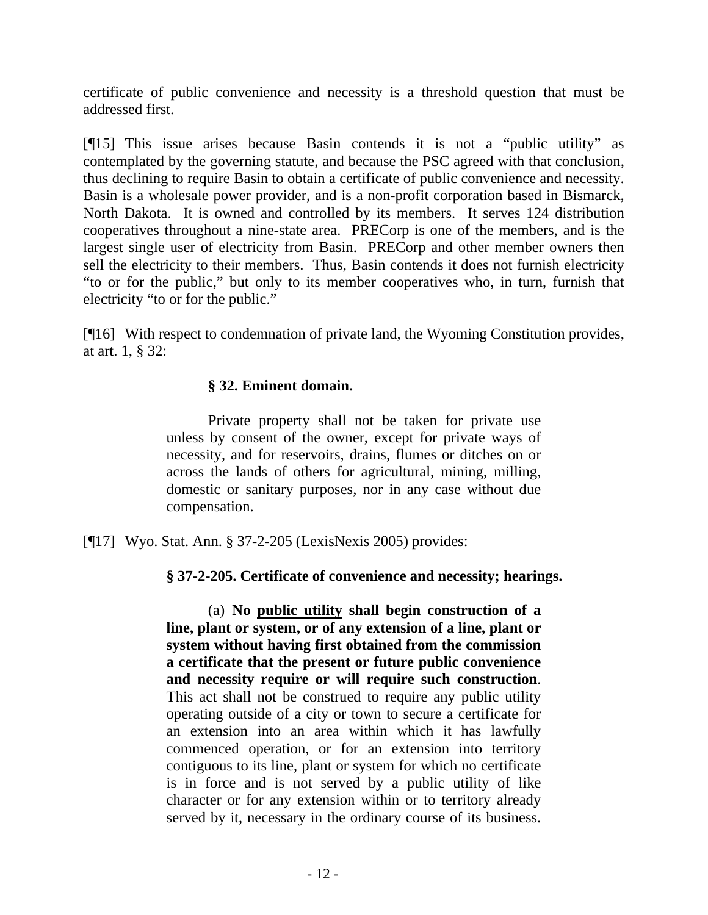certificate of public convenience and necessity is a threshold question that must be addressed first.

[¶15] This issue arises because Basin contends it is not a "public utility" as contemplated by the governing statute, and because the PSC agreed with that conclusion, thus declining to require Basin to obtain a certificate of public convenience and necessity. Basin is a wholesale power provider, and is a non-profit corporation based in Bismarck, North Dakota. It is owned and controlled by its members. It serves 124 distribution cooperatives throughout a nine-state area. PRECorp is one of the members, and is the largest single user of electricity from Basin. PRECorp and other member owners then sell the electricity to their members. Thus, Basin contends it does not furnish electricity "to or for the public," but only to its member cooperatives who, in turn, furnish that electricity "to or for the public."

[¶16] With respect to condemnation of private land, the Wyoming Constitution provides, at art. 1, § 32:

> **§ 32. Eminent domain.**
>
> Private property shall not be taken for private use unless by consent of the owner, except for private ways of necessity, and for reservoirs, drains, flumes or ditches on or across the lands of others for agricultural, mining, milling, domestic or sanitary purposes, nor in any case without due compensation.

[¶17] Wyo. Stat. Ann. § 37-2-205 (LexisNexis 2005) provides:

> **§ 37-2-205. Certificate of convenience and necessity; hearings.**
>
> (a) **No <u>public utility</u> shall begin construction of a line, plant or system, or of any extension of a line, plant or system without having first obtained from the commission a certificate that the present or future public convenience and necessity require or will require such construction**. This act shall not be construed to require any public utility operating outside of a city or town to secure a certificate for an extension into an area within which it has lawfully commenced operation, or for an extension into territory contiguous to its line, plant or system for which no certificate is in force and is not served by a public utility of like character or for any extension within or to territory already served by it, necessary in the ordinary course of its business.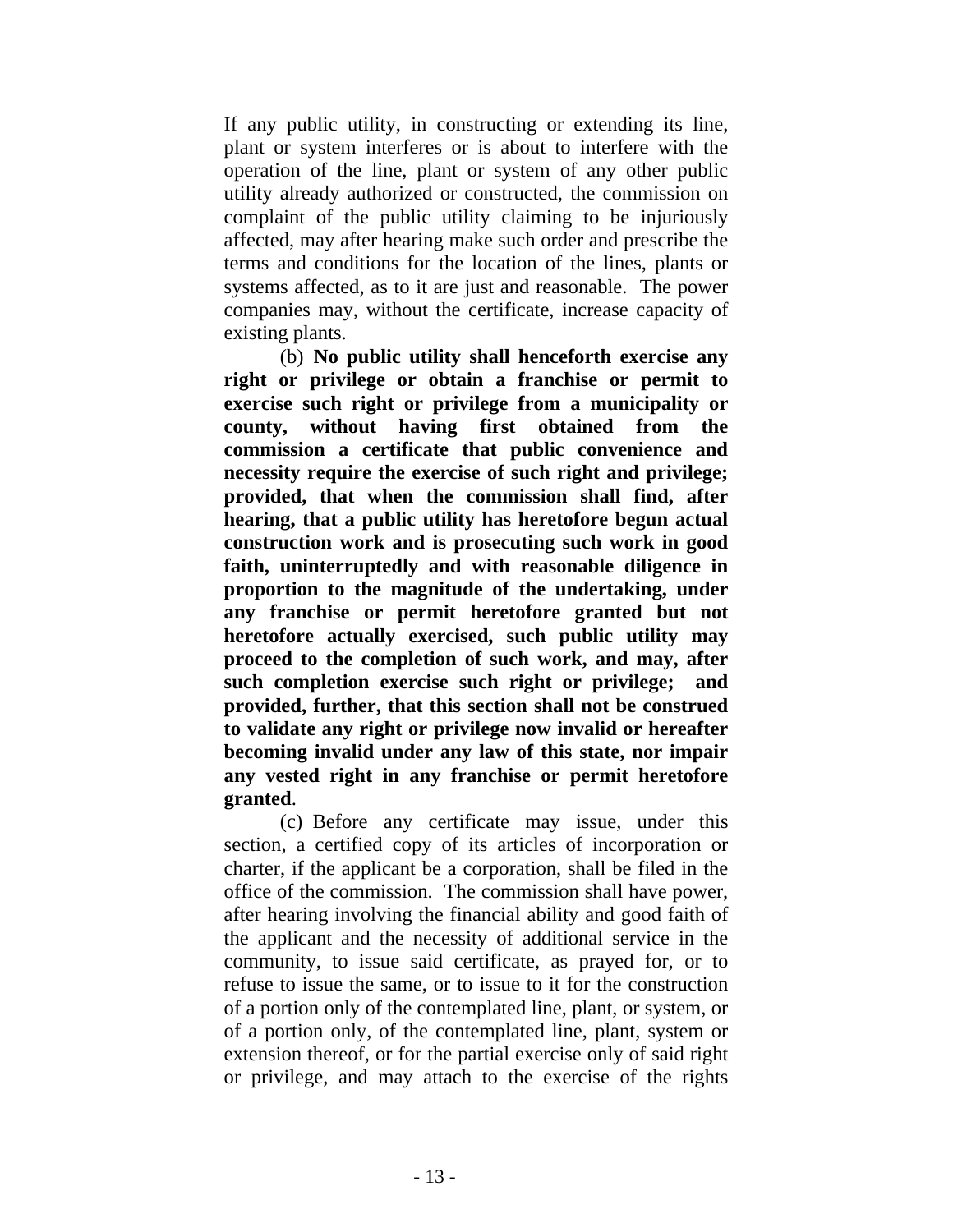If any public utility, in constructing or extending its line, plant or system interferes or is about to interfere with the operation of the line, plant or system of any other public utility already authorized or constructed, the commission on complaint of the public utility claiming to be injuriously affected, may after hearing make such order and prescribe the terms and conditions for the location of the lines, plants or systems affected, as to it are just and reasonable. The power companies may, without the certificate, increase capacity of existing plants.

(b) **No public utility shall henceforth exercise any right or privilege or obtain a franchise or permit to exercise such right or privilege from a municipality or county, without having first obtained from the commission a certificate that public convenience and necessity require the exercise of such right and privilege; provided, that when the commission shall find, after hearing, that a public utility has heretofore begun actual construction work and is prosecuting such work in good faith, uninterruptedly and with reasonable diligence in proportion to the magnitude of the undertaking, under any franchise or permit heretofore granted but not heretofore actually exercised, such public utility may proceed to the completion of such work, and may, after such completion exercise such right or privilege; and provided, further, that this section shall not be construed to validate any right or privilege now invalid or hereafter becoming invalid under any law of this state, nor impair any vested right in any franchise or permit heretofore granted**.

(c) Before any certificate may issue, under this section, a certified copy of its articles of incorporation or charter, if the applicant be a corporation, shall be filed in the office of the commission. The commission shall have power, after hearing involving the financial ability and good faith of the applicant and the necessity of additional service in the community, to issue said certificate, as prayed for, or to refuse to issue the same, or to issue to it for the construction of a portion only of the contemplated line, plant, or system, or of a portion only, of the contemplated line, plant, system or extension thereof, or for the partial exercise only of said right or privilege, and may attach to the exercise of the rights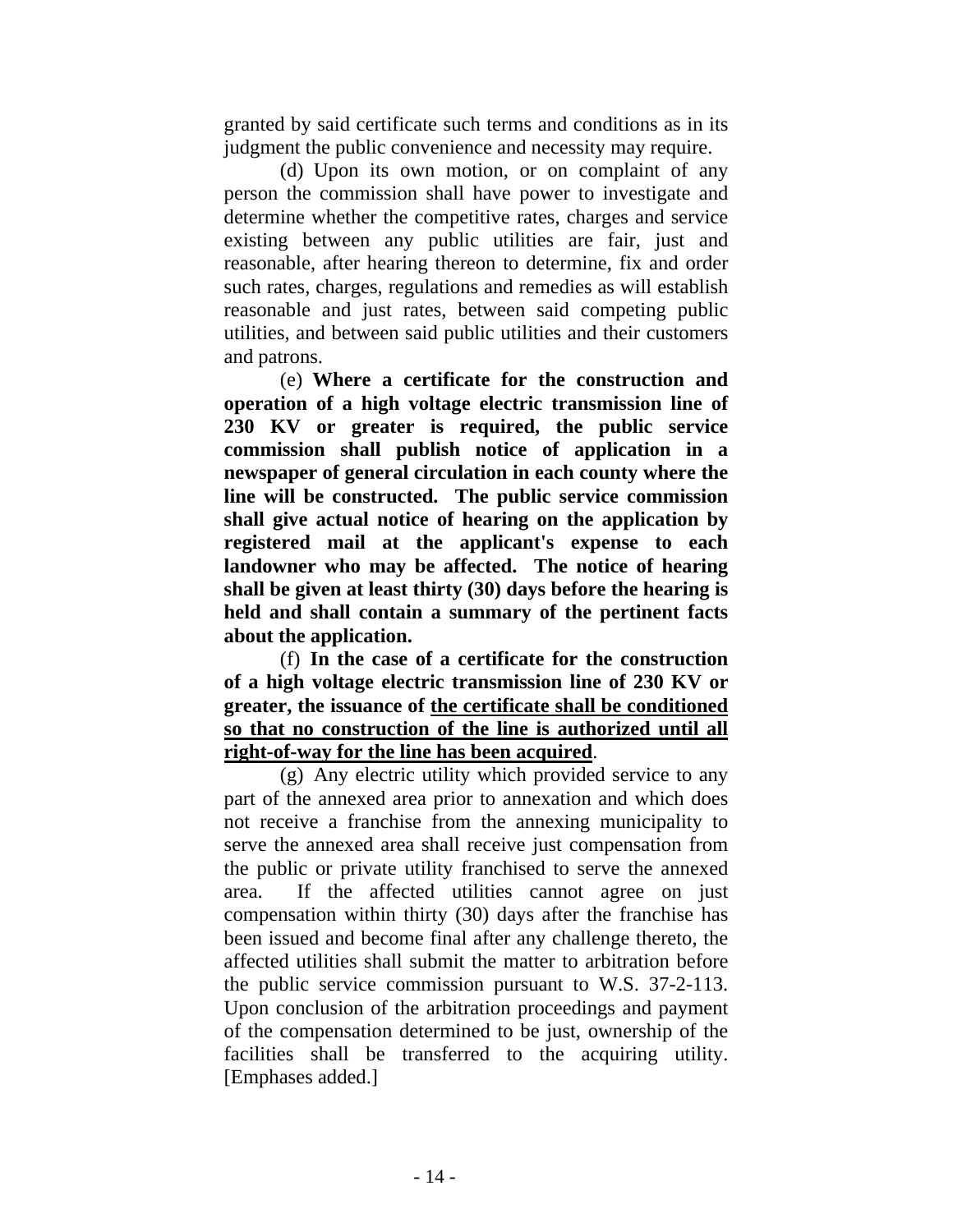granted by said certificate such terms and conditions as in its judgment the public convenience and necessity may require.

(d) Upon its own motion, or on complaint of any person the commission shall have power to investigate and determine whether the competitive rates, charges and service existing between any public utilities are fair, just and reasonable, after hearing thereon to determine, fix and order such rates, charges, regulations and remedies as will establish reasonable and just rates, between said competing public utilities, and between said public utilities and their customers and patrons.

(e) **Where a certificate for the construction and operation of a high voltage electric transmission line of 230 KV or greater is required, the public service commission shall publish notice of application in a newspaper of general circulation in each county where the line will be constructed. The public service commission shall give actual notice of hearing on the application by registered mail at the applicant's expense to each landowner who may be affected. The notice of hearing shall be given at least thirty (30) days before the hearing is held and shall contain a summary of the pertinent facts about the application.**

(f) **In the case of a certificate for the construction of a high voltage electric transmission line of 230 KV or greater, the issuance of <u>the certificate shall be conditioned so that no construction of the line is authorized until all right-of-way for the line has been acquired</u>**.

(g) Any electric utility which provided service to any part of the annexed area prior to annexation and which does not receive a franchise from the annexing municipality to serve the annexed area shall receive just compensation from the public or private utility franchised to serve the annexed area. If the affected utilities cannot agree on just compensation within thirty (30) days after the franchise has been issued and become final after any challenge thereto, the affected utilities shall submit the matter to arbitration before the public service commission pursuant to W.S. 37-2-113. Upon conclusion of the arbitration proceedings and payment of the compensation determined to be just, ownership of the facilities shall be transferred to the acquiring utility. [Emphases added.]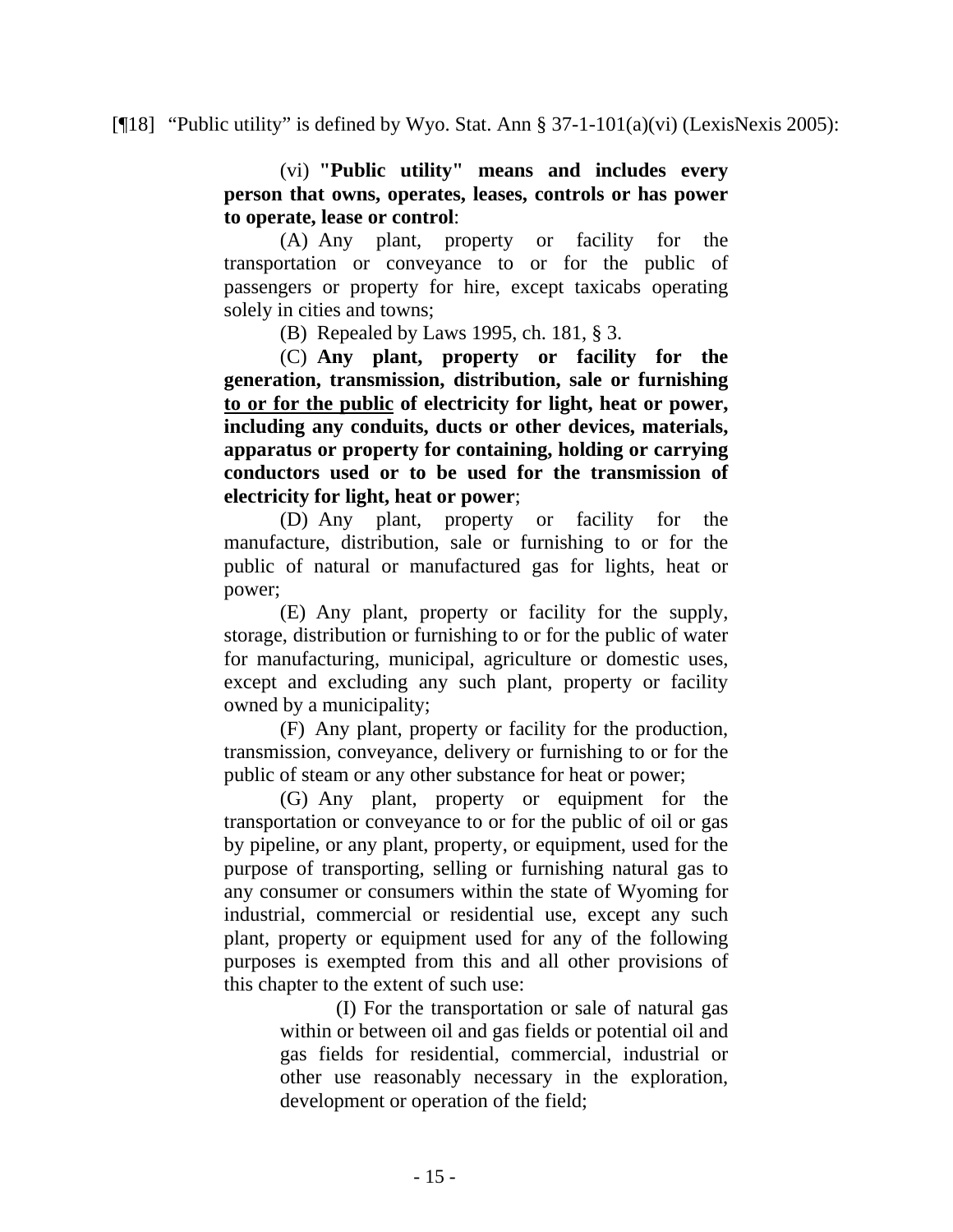[¶18] "Public utility" is defined by Wyo. Stat. Ann § 37-1-101(a)(vi) (LexisNexis 2005):

> (vi) **"Public utility" means and includes every person that owns, operates, leases, controls or has power to operate, lease or control**:
>
> (A) Any plant, property or facility for the transportation or conveyance to or for the public of passengers or property for hire, except taxicabs operating solely in cities and towns;
>
> (B) Repealed by Laws 1995, ch. 181, § 3.
>
> (C) **Any plant, property or facility for the generation, transmission, distribution, sale or furnishing <u>to or for the public</u> of electricity for light, heat or power, including any conduits, ducts or other devices, materials, apparatus or property for containing, holding or carrying conductors used or to be used for the transmission of electricity for light, heat or power**;
>
> (D) Any plant, property or facility for the manufacture, distribution, sale or furnishing to or for the public of natural or manufactured gas for lights, heat or power;
>
> (E) Any plant, property or facility for the supply, storage, distribution or furnishing to or for the public of water for manufacturing, municipal, agriculture or domestic uses, except and excluding any such plant, property or facility owned by a municipality;
>
> (F) Any plant, property or facility for the production, transmission, conveyance, delivery or furnishing to or for the public of steam or any other substance for heat or power;
>
> (G) Any plant, property or equipment for the transportation or conveyance to or for the public of oil or gas by pipeline, or any plant, property, or equipment, used for the purpose of transporting, selling or furnishing natural gas to any consumer or consumers within the state of Wyoming for industrial, commercial or residential use, except any such plant, property or equipment used for any of the following purposes is exempted from this and all other provisions of this chapter to the extent of such use:
>
> > (I) For the transportation or sale of natural gas within or between oil and gas fields or potential oil and gas fields for residential, commercial, industrial or other use reasonably necessary in the exploration, development or operation of the field;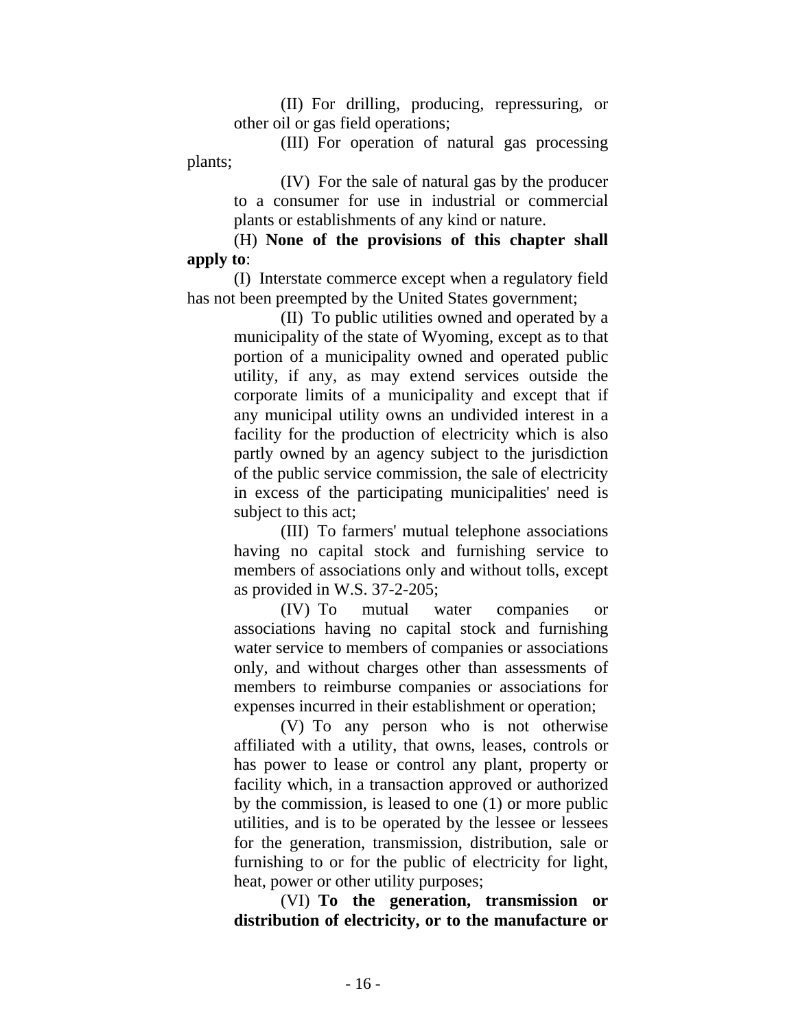(II) For drilling, producing, repressuring, or other oil or gas field operations;

(III) For operation of natural gas processing plants;

(IV) For the sale of natural gas by the producer to a consumer for use in industrial or commercial plants or establishments of any kind or nature.

(H) **None of the provisions of this chapter shall apply to**:

(I) Interstate commerce except when a regulatory field has not been preempted by the United States government;

(II) To public utilities owned and operated by a municipality of the state of Wyoming, except as to that portion of a municipality owned and operated public utility, if any, as may extend services outside the corporate limits of a municipality and except that if any municipal utility owns an undivided interest in a facility for the production of electricity which is also partly owned by an agency subject to the jurisdiction of the public service commission, the sale of electricity in excess of the participating municipalities' need is subject to this act;

(III) To farmers' mutual telephone associations having no capital stock and furnishing service to members of associations only and without tolls, except as provided in W.S. 37-2-205;

(IV) To mutual water companies or associations having no capital stock and furnishing water service to members of companies or associations only, and without charges other than assessments of members to reimburse companies or associations for expenses incurred in their establishment or operation;

(V) To any person who is not otherwise affiliated with a utility, that owns, leases, controls or has power to lease or control any plant, property or facility which, in a transaction approved or authorized by the commission, is leased to one (1) or more public utilities, and is to be operated by the lessee or lessees for the generation, transmission, distribution, sale or furnishing to or for the public of electricity for light, heat, power or other utility purposes;

(VI) **To the generation, transmission or distribution of electricity, or to the manufacture or**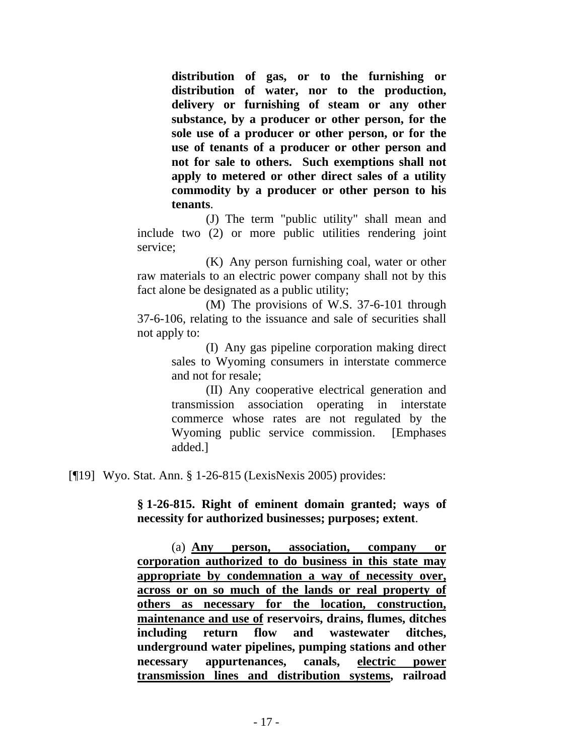> **distribution of gas, or to the furnishing or distribution of water, nor to the production, delivery or furnishing of steam or any other substance, by a producer or other person, for the sole use of a producer or other person, or for the use of tenants of a producer or other person and not for sale to others. Such exemptions shall not apply to metered or other direct sales of a utility commodity by a producer or other person to his tenants**.
>
> (J) The term "public utility" shall mean and include two (2) or more public utilities rendering joint service;
>
> (K) Any person furnishing coal, water or other raw materials to an electric power company shall not by this fact alone be designated as a public utility;
>
> (M) The provisions of W.S. 37-6-101 through 37-6-106, relating to the issuance and sale of securities shall not apply to:
>
> > (I) Any gas pipeline corporation making direct sales to Wyoming consumers in interstate commerce and not for resale;
> >
> > (II) Any cooperative electrical generation and transmission association operating in interstate commerce whose rates are not regulated by the Wyoming public service commission. [Emphases added.]

[¶19] Wyo. Stat. Ann. § 1-26-815 (LexisNexis 2005) provides:

> **§ 1-26-815. Right of eminent domain granted; ways of necessity for authorized businesses; purposes; extent**.
>
> (a) <u>**Any person, association, company or corporation authorized to do business in this state may appropriate by condemnation a way of necessity over, across or on so much of the lands or real property of others as necessary for the location, construction, maintenance and use of**</u> **reservoirs, drains, flumes, ditches including return flow and wastewater ditches, underground water pipelines, pumping stations and other necessary appurtenances, canals,** <u>**electric power transmission lines and distribution systems**</u>**, railroad**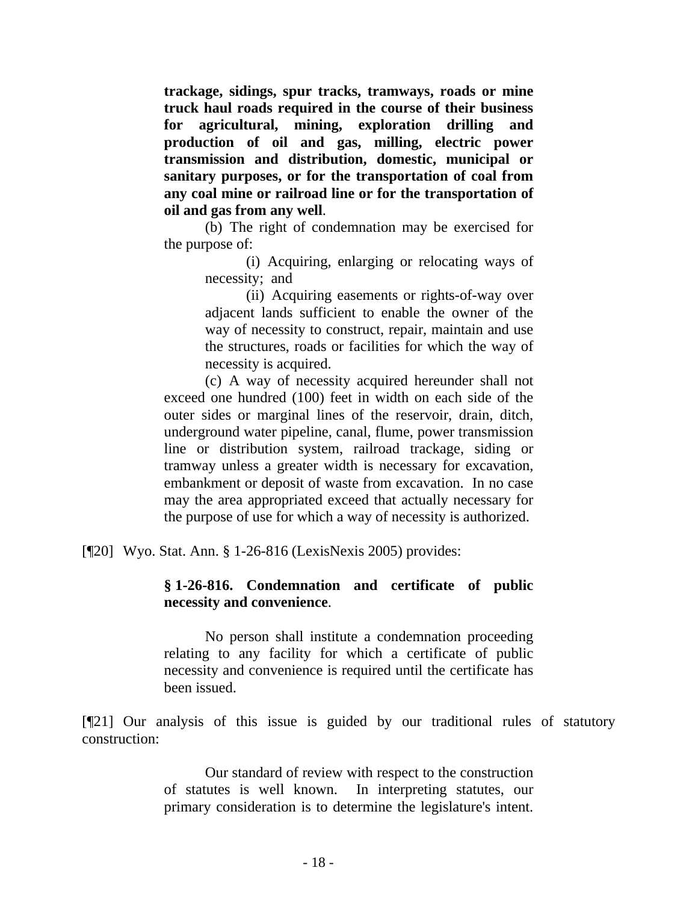> **trackage, sidings, spur tracks, tramways, roads or mine truck haul roads required in the course of their business for agricultural, mining, exploration drilling and production of oil and gas, milling, electric power transmission and distribution, domestic, municipal or sanitary purposes, or for the transportation of coal from any coal mine or railroad line or for the transportation of oil and gas from any well**.
>
> (b) The right of condemnation may be exercised for the purpose of:
>
> (i) Acquiring, enlarging or relocating ways of necessity; and
>
> (ii) Acquiring easements or rights-of-way over adjacent lands sufficient to enable the owner of the way of necessity to construct, repair, maintain and use the structures, roads or facilities for which the way of necessity is acquired.
>
> (c) A way of necessity acquired hereunder shall not exceed one hundred (100) feet in width on each side of the outer sides or marginal lines of the reservoir, drain, ditch, underground water pipeline, canal, flume, power transmission line or distribution system, railroad trackage, siding or tramway unless a greater width is necessary for excavation, embankment or deposit of waste from excavation. In no case may the area appropriated exceed that actually necessary for the purpose of use for which a way of necessity is authorized.

[¶20] Wyo. Stat. Ann. § 1-26-816 (LexisNexis 2005) provides:

> **§ 1-26-816. Condemnation and certificate of public necessity and convenience**.
>
> No person shall institute a condemnation proceeding relating to any facility for which a certificate of public necessity and convenience is required until the certificate has been issued.

[¶21] Our analysis of this issue is guided by our traditional rules of statutory construction:

> Our standard of review with respect to the construction of statutes is well known. In interpreting statutes, our primary consideration is to determine the legislature's intent.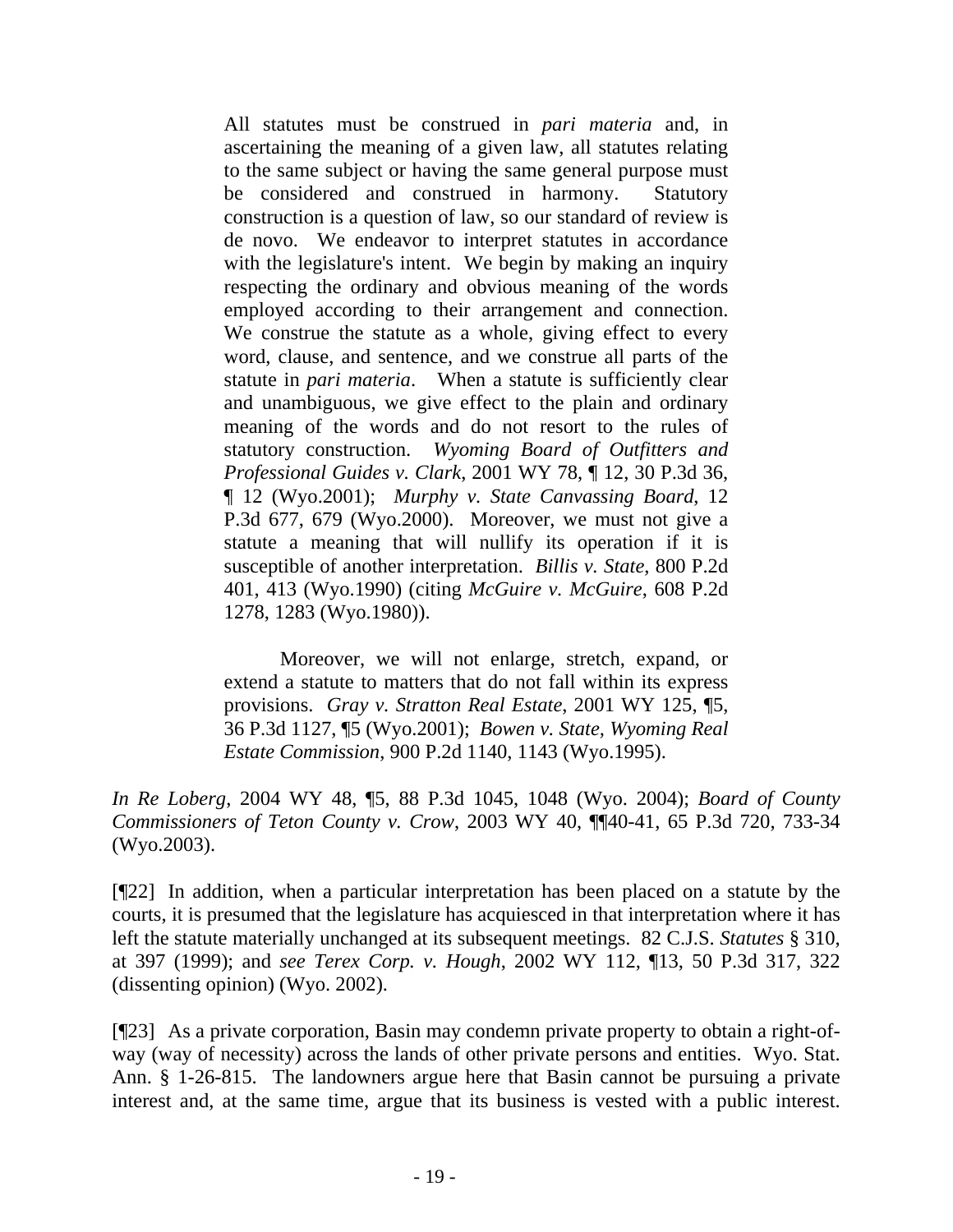> All statutes must be construed in *pari materia* and, in ascertaining the meaning of a given law, all statutes relating to the same subject or having the same general purpose must be considered and construed in harmony. Statutory construction is a question of law, so our standard of review is de novo. We endeavor to interpret statutes in accordance with the legislature's intent. We begin by making an inquiry respecting the ordinary and obvious meaning of the words employed according to their arrangement and connection. We construe the statute as a whole, giving effect to every word, clause, and sentence, and we construe all parts of the statute in *pari materia*. When a statute is sufficiently clear and unambiguous, we give effect to the plain and ordinary meaning of the words and do not resort to the rules of statutory construction. *Wyoming Board of Outfitters and Professional Guides v. Clark*, 2001 WY 78, ¶ 12, 30 P.3d 36, ¶ 12 (Wyo.2001); *Murphy v. State Canvassing Board*, 12 P.3d 677, 679 (Wyo.2000). Moreover, we must not give a statute a meaning that will nullify its operation if it is susceptible of another interpretation. *Billis v. State*, 800 P.2d 401, 413 (Wyo.1990) (citing *McGuire v. McGuire*, 608 P.2d 1278, 1283 (Wyo.1980)).
>
> Moreover, we will not enlarge, stretch, expand, or extend a statute to matters that do not fall within its express provisions. *Gray v. Stratton Real Estate*, 2001 WY 125, ¶5, 36 P.3d 1127, ¶5 (Wyo.2001); *Bowen v. State, Wyoming Real Estate Commission*, 900 P.2d 1140, 1143 (Wyo.1995).

*In Re Loberg*, 2004 WY 48, ¶5, 88 P.3d 1045, 1048 (Wyo. 2004); *Board of County Commissioners of Teton County v. Crow*, 2003 WY 40, ¶¶40-41, 65 P.3d 720, 733-34 (Wyo.2003).

[¶22] In addition, when a particular interpretation has been placed on a statute by the courts, it is presumed that the legislature has acquiesced in that interpretation where it has left the statute materially unchanged at its subsequent meetings. 82 C.J.S. *Statutes* § 310, at 397 (1999); and *see Terex Corp. v. Hough*, 2002 WY 112, ¶13, 50 P.3d 317, 322 (dissenting opinion) (Wyo. 2002).

[¶23] As a private corporation, Basin may condemn private property to obtain a right-of-way (way of necessity) across the lands of other private persons and entities. Wyo. Stat. Ann. § 1-26-815. The landowners argue here that Basin cannot be pursuing a private interest and, at the same time, argue that its business is vested with a public interest.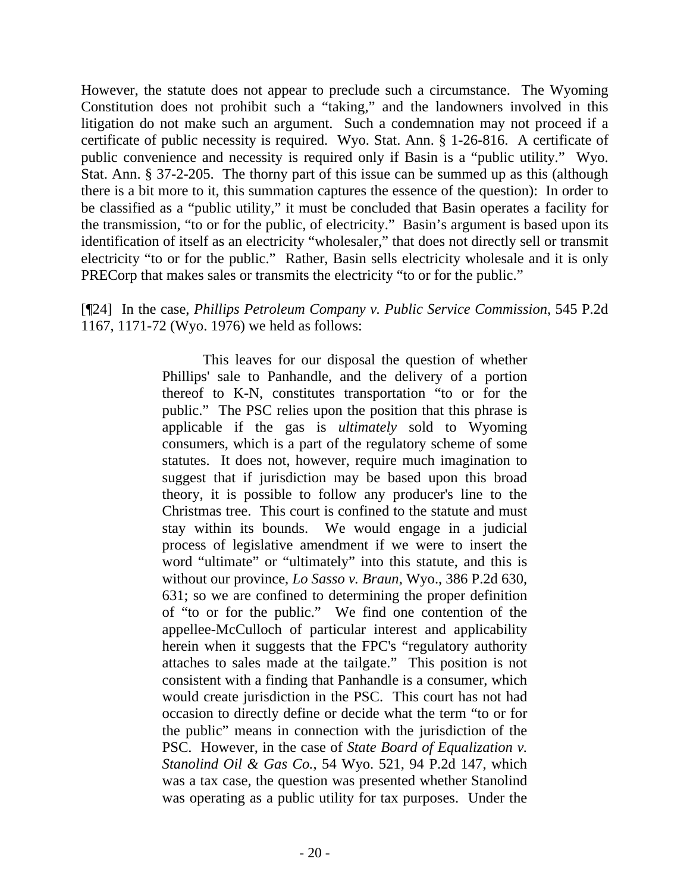However, the statute does not appear to preclude such a circumstance. The Wyoming Constitution does not prohibit such a "taking," and the landowners involved in this litigation do not make such an argument. Such a condemnation may not proceed if a certificate of public necessity is required. Wyo. Stat. Ann. § 1-26-816. A certificate of public convenience and necessity is required only if Basin is a "public utility." Wyo. Stat. Ann. § 37-2-205. The thorny part of this issue can be summed up as this (although there is a bit more to it, this summation captures the essence of the question): In order to be classified as a "public utility," it must be concluded that Basin operates a facility for the transmission, "to or for the public, of electricity." Basin's argument is based upon its identification of itself as an electricity "wholesaler," that does not directly sell or transmit electricity "to or for the public." Rather, Basin sells electricity wholesale and it is only PRECorp that makes sales or transmits the electricity "to or for the public."

[¶24] In the case, *Phillips Petroleum Company v. Public Service Commission*, 545 P.2d 1167, 1171-72 (Wyo. 1976) we held as follows:

> This leaves for our disposal the question of whether Phillips' sale to Panhandle, and the delivery of a portion thereof to K-N, constitutes transportation "to or for the public." The PSC relies upon the position that this phrase is applicable if the gas is *ultimately* sold to Wyoming consumers, which is a part of the regulatory scheme of some statutes. It does not, however, require much imagination to suggest that if jurisdiction may be based upon this broad theory, it is possible to follow any producer's line to the Christmas tree. This court is confined to the statute and must stay within its bounds. We would engage in a judicial process of legislative amendment if we were to insert the word "ultimate" or "ultimately" into this statute, and this is without our province, *Lo Sasso v. Braun*, Wyo., 386 P.2d 630, 631; so we are confined to determining the proper definition of "to or for the public." We find one contention of the appellee-McCulloch of particular interest and applicability herein when it suggests that the FPC's "regulatory authority attaches to sales made at the tailgate." This position is not consistent with a finding that Panhandle is a consumer, which would create jurisdiction in the PSC. This court has not had occasion to directly define or decide what the term "to or for the public" means in connection with the jurisdiction of the PSC. However, in the case of *State Board of Equalization v. Stanolind Oil & Gas Co.*, 54 Wyo. 521, 94 P.2d 147, which was a tax case, the question was presented whether Stanolind was operating as a public utility for tax purposes. Under the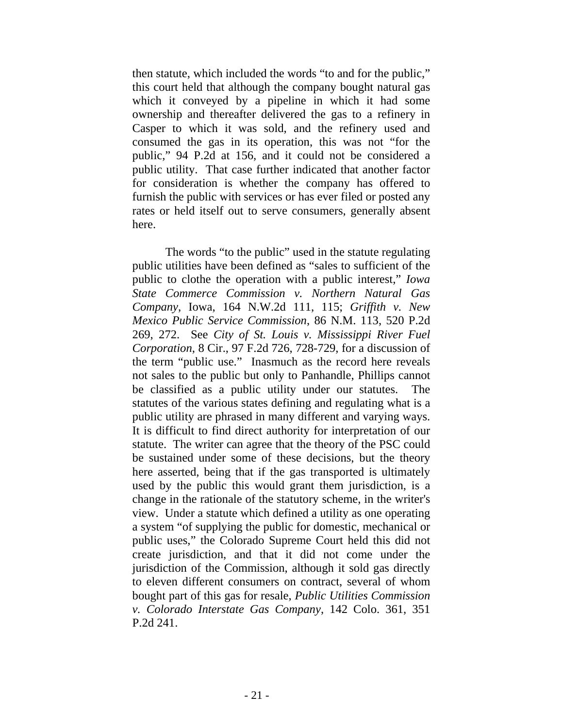then statute, which included the words "to and for the public," this court held that although the company bought natural gas which it conveyed by a pipeline in which it had some ownership and thereafter delivered the gas to a refinery in Casper to which it was sold, and the refinery used and consumed the gas in its operation, this was not "for the public," 94 P.2d at 156, and it could not be considered a public utility. That case further indicated that another factor for consideration is whether the company has offered to furnish the public with services or has ever filed or posted any rates or held itself out to serve consumers, generally absent here.

The words "to the public" used in the statute regulating public utilities have been defined as "sales to sufficient of the public to clothe the operation with a public interest," *Iowa State Commerce Commission v. Northern Natural Gas Company*, Iowa, 164 N.W.2d 111, 115; *Griffith v. New Mexico Public Service Commission*, 86 N.M. 113, 520 P.2d 269, 272. See *City of St. Louis v. Mississippi River Fuel Corporation*, 8 Cir., 97 F.2d 726, 728-729, for a discussion of the term "public use." Inasmuch as the record here reveals not sales to the public but only to Panhandle, Phillips cannot be classified as a public utility under our statutes. The statutes of the various states defining and regulating what is a public utility are phrased in many different and varying ways. It is difficult to find direct authority for interpretation of our statute. The writer can agree that the theory of the PSC could be sustained under some of these decisions, but the theory here asserted, being that if the gas transported is ultimately used by the public this would grant them jurisdiction, is a change in the rationale of the statutory scheme, in the writer's view. Under a statute which defined a utility as one operating a system "of supplying the public for domestic, mechanical or public uses," the Colorado Supreme Court held this did not create jurisdiction, and that it did not come under the jurisdiction of the Commission, although it sold gas directly to eleven different consumers on contract, several of whom bought part of this gas for resale, *Public Utilities Commission v. Colorado Interstate Gas Company*, 142 Colo. 361, 351 P.2d 241.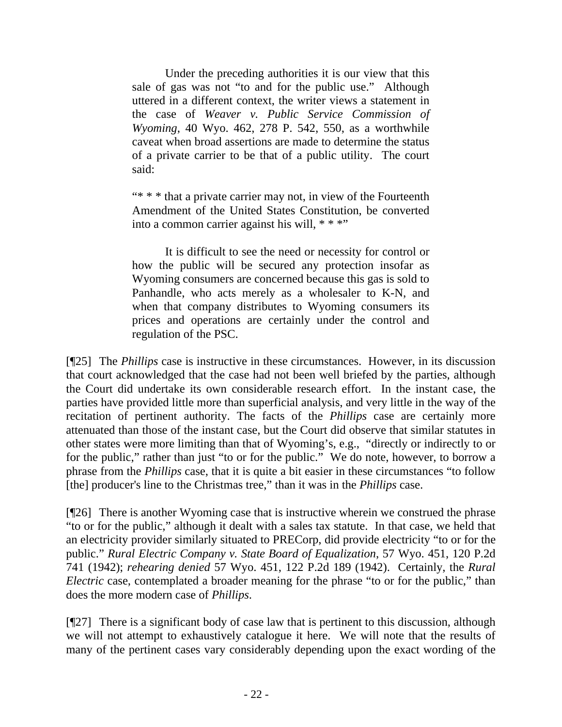> Under the preceding authorities it is our view that this sale of gas was not "to and for the public use." Although uttered in a different context, the writer views a statement in the case of *Weaver v. Public Service Commission of Wyoming*, 40 Wyo. 462, 278 P. 542, 550, as a worthwhile caveat when broad assertions are made to determine the status of a private carrier to be that of a public utility. The court said:
>
> "* * * that a private carrier may not, in view of the Fourteenth Amendment of the United States Constitution, be converted into a common carrier against his will, * * *"
>
> It is difficult to see the need or necessity for control or how the public will be secured any protection insofar as Wyoming consumers are concerned because this gas is sold to Panhandle, who acts merely as a wholesaler to K-N, and when that company distributes to Wyoming consumers its prices and operations are certainly under the control and regulation of the PSC.

[¶25] The *Phillips* case is instructive in these circumstances. However, in its discussion that court acknowledged that the case had not been well briefed by the parties, although the Court did undertake its own considerable research effort. In the instant case, the parties have provided little more than superficial analysis, and very little in the way of the recitation of pertinent authority. The facts of the *Phillips* case are certainly more attenuated than those of the instant case, but the Court did observe that similar statutes in other states were more limiting than that of Wyoming's, e.g., "directly or indirectly to or for the public," rather than just "to or for the public." We do note, however, to borrow a phrase from the *Phillips* case, that it is quite a bit easier in these circumstances "to follow [the] producer's line to the Christmas tree," than it was in the *Phillips* case.

[¶26] There is another Wyoming case that is instructive wherein we construed the phrase "to or for the public," although it dealt with a sales tax statute. In that case, we held that an electricity provider similarly situated to PRECorp, did provide electricity "to or for the public." *Rural Electric Company v. State Board of Equalization*, 57 Wyo. 451, 120 P.2d 741 (1942); *rehearing denied* 57 Wyo. 451, 122 P.2d 189 (1942). Certainly, the *Rural Electric* case, contemplated a broader meaning for the phrase "to or for the public," than does the more modern case of *Phillips*.

[¶27] There is a significant body of case law that is pertinent to this discussion, although we will not attempt to exhaustively catalogue it here. We will note that the results of many of the pertinent cases vary considerably depending upon the exact wording of the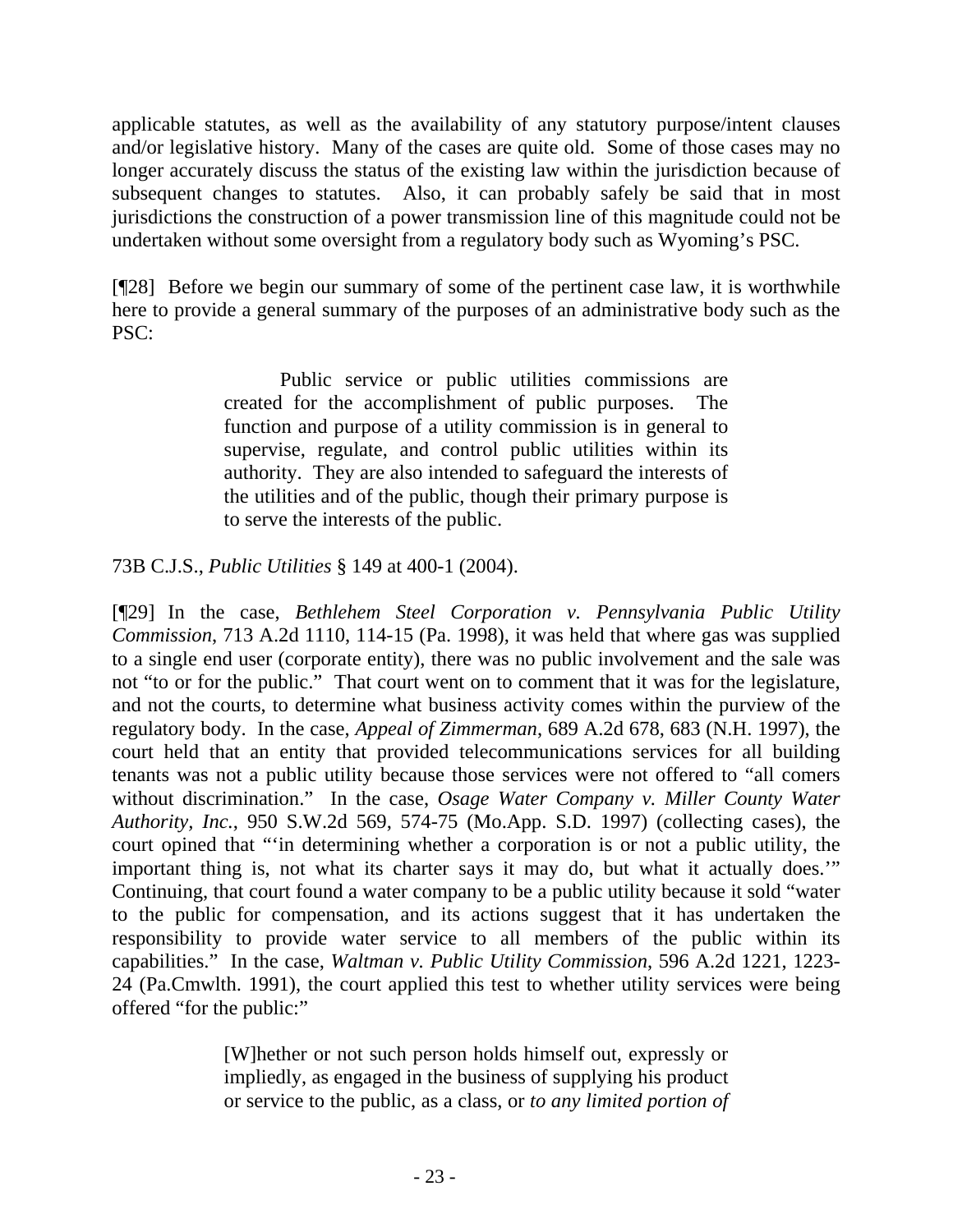applicable statutes, as well as the availability of any statutory purpose/intent clauses and/or legislative history. Many of the cases are quite old. Some of those cases may no longer accurately discuss the status of the existing law within the jurisdiction because of subsequent changes to statutes. Also, it can probably safely be said that in most jurisdictions the construction of a power transmission line of this magnitude could not be undertaken without some oversight from a regulatory body such as Wyoming's PSC.

[¶28] Before we begin our summary of some of the pertinent case law, it is worthwhile here to provide a general summary of the purposes of an administrative body such as the PSC:

> Public service or public utilities commissions are created for the accomplishment of public purposes. The function and purpose of a utility commission is in general to supervise, regulate, and control public utilities within its authority. They are also intended to safeguard the interests of the utilities and of the public, though their primary purpose is to serve the interests of the public.

73B C.J.S., *Public Utilities* § 149 at 400-1 (2004).

[¶29] In the case, *Bethlehem Steel Corporation v. Pennsylvania Public Utility Commission*, 713 A.2d 1110, 114-15 (Pa. 1998), it was held that where gas was supplied to a single end user (corporate entity), there was no public involvement and the sale was not "to or for the public." That court went on to comment that it was for the legislature, and not the courts, to determine what business activity comes within the purview of the regulatory body. In the case, *Appeal of Zimmerman*, 689 A.2d 678, 683 (N.H. 1997), the court held that an entity that provided telecommunications services for all building tenants was not a public utility because those services were not offered to "all comers without discrimination." In the case, *Osage Water Company v. Miller County Water Authority, Inc.*, 950 S.W.2d 569, 574-75 (Mo.App. S.D. 1997) (collecting cases), the court opined that "'in determining whether a corporation is or not a public utility, the important thing is, not what its charter says it may do, but what it actually does.'" Continuing, that court found a water company to be a public utility because it sold "water to the public for compensation, and its actions suggest that it has undertaken the responsibility to provide water service to all members of the public within its capabilities." In the case, *Waltman v. Public Utility Commission*, 596 A.2d 1221, 1223-24 (Pa.Cmwlth. 1991), the court applied this test to whether utility services were being offered "for the public:"

> [W]hether or not such person holds himself out, expressly or impliedly, as engaged in the business of supplying his product or service to the public, as a class, or *to any limited portion of*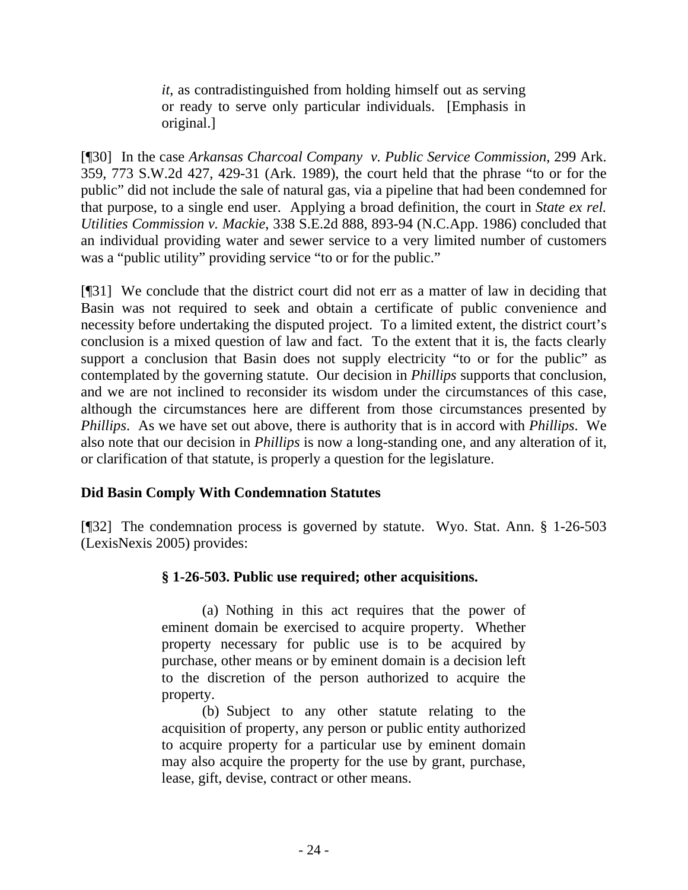> *it*, as contradistinguished from holding himself out as serving or ready to serve only particular individuals. [Emphasis in original.]

[¶30] In the case *Arkansas Charcoal Company v. Public Service Commission*, 299 Ark. 359, 773 S.W.2d 427, 429-31 (Ark. 1989), the court held that the phrase "to or for the public" did not include the sale of natural gas, via a pipeline that had been condemned for that purpose, to a single end user. Applying a broad definition, the court in *State ex rel. Utilities Commission v. Mackie*, 338 S.E.2d 888, 893-94 (N.C.App. 1986) concluded that an individual providing water and sewer service to a very limited number of customers was a "public utility" providing service "to or for the public."

[¶31] We conclude that the district court did not err as a matter of law in deciding that Basin was not required to seek and obtain a certificate of public convenience and necessity before undertaking the disputed project. To a limited extent, the district court's conclusion is a mixed question of law and fact. To the extent that it is, the facts clearly support a conclusion that Basin does not supply electricity "to or for the public" as contemplated by the governing statute. Our decision in *Phillips* supports that conclusion, and we are not inclined to reconsider its wisdom under the circumstances of this case, although the circumstances here are different from those circumstances presented by *Phillips*. As we have set out above, there is authority that is in accord with *Phillips*. We also note that our decision in *Phillips* is now a long-standing one, and any alteration of it, or clarification of that statute, is properly a question for the legislature.

**Did Basin Comply With Condemnation Statutes**

[¶32] The condemnation process is governed by statute. Wyo. Stat. Ann. § 1-26-503 (LexisNexis 2005) provides:

> **§ 1-26-503. Public use required; other acquisitions.**
>
> (a) Nothing in this act requires that the power of eminent domain be exercised to acquire property. Whether property necessary for public use is to be acquired by purchase, other means or by eminent domain is a decision left to the discretion of the person authorized to acquire the property.
>
> (b) Subject to any other statute relating to the acquisition of property, any person or public entity authorized to acquire property for a particular use by eminent domain may also acquire the property for the use by grant, purchase, lease, gift, devise, contract or other means.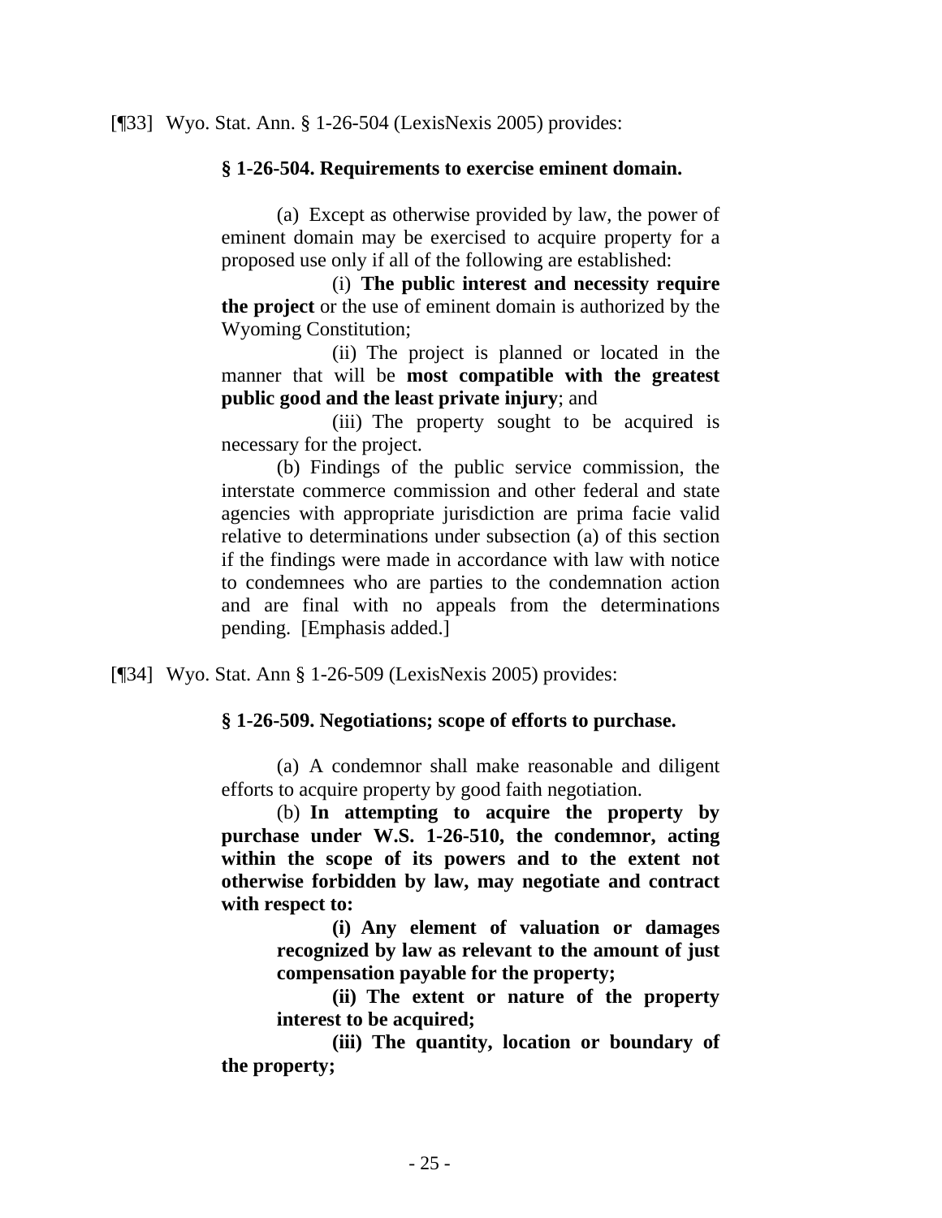[¶33] Wyo. Stat. Ann. § 1-26-504 (LexisNexis 2005) provides:

> **§ 1-26-504. Requirements to exercise eminent domain.**
>
> (a) Except as otherwise provided by law, the power of eminent domain may be exercised to acquire property for a proposed use only if all of the following are established:
>
> (i) **The public interest and necessity require the project** or the use of eminent domain is authorized by the Wyoming Constitution;
>
> (ii) The project is planned or located in the manner that will be **most compatible with the greatest public good and the least private injury**; and
>
> (iii) The property sought to be acquired is necessary for the project.
>
> (b) Findings of the public service commission, the interstate commerce commission and other federal and state agencies with appropriate jurisdiction are prima facie valid relative to determinations under subsection (a) of this section if the findings were made in accordance with law with notice to condemnees who are parties to the condemnation action and are final with no appeals from the determinations pending. [Emphasis added.]

[¶34] Wyo. Stat Ann § 1-26-509 (LexisNexis 2005) provides:

> **§ 1-26-509. Negotiations; scope of efforts to purchase.**
>
> (a) A condemnor shall make reasonable and diligent efforts to acquire property by good faith negotiation.
>
> (b) **In attempting to acquire the property by purchase under W.S. 1-26-510, the condemnor, acting within the scope of its powers and to the extent not otherwise forbidden by law, may negotiate and contract with respect to:**
>
> **(i) Any element of valuation or damages recognized by law as relevant to the amount of just compensation payable for the property;**
>
> **(ii) The extent or nature of the property interest to be acquired;**
>
> **(iii) The quantity, location or boundary of the property;**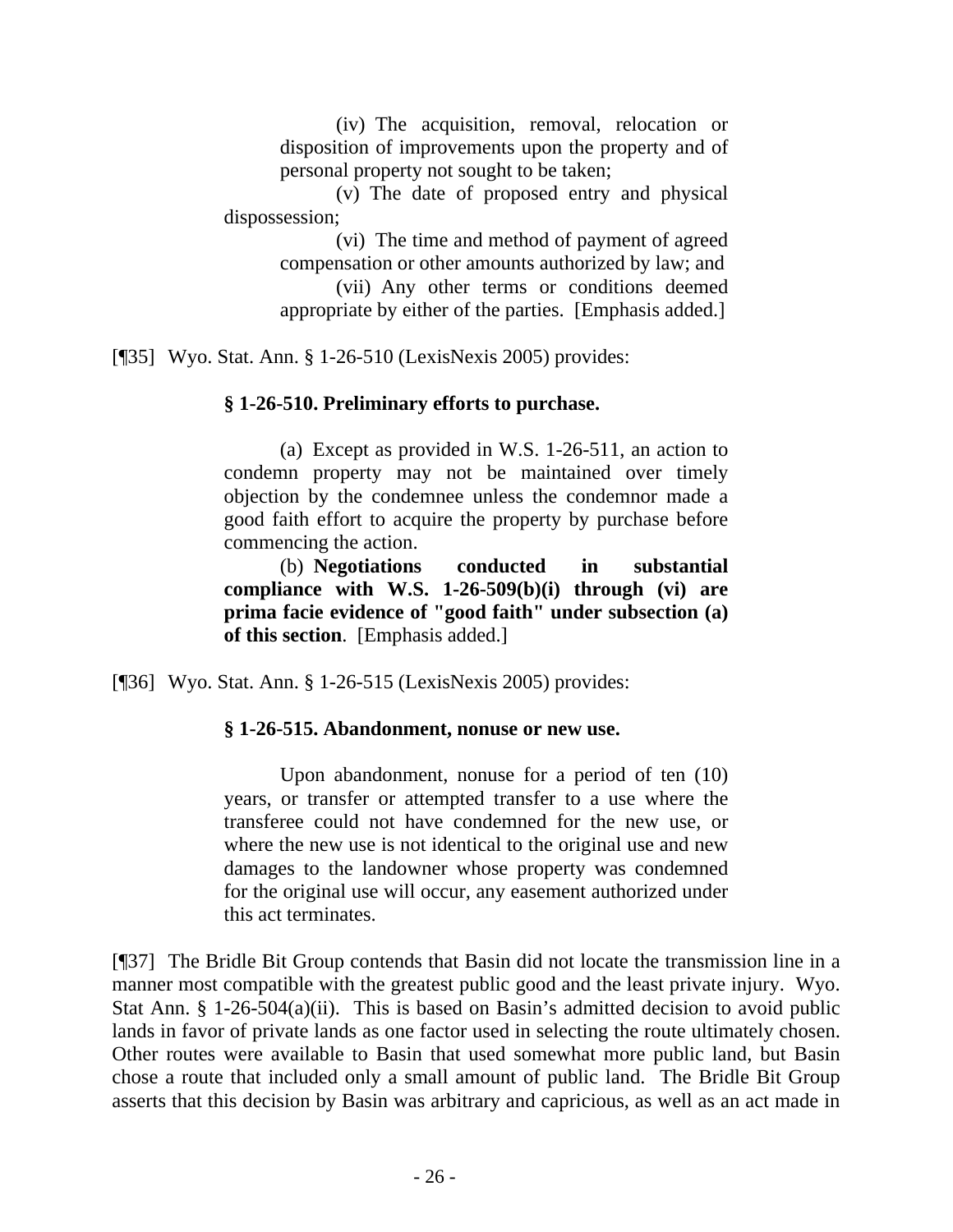> (iv) The acquisition, removal, relocation or disposition of improvements upon the property and of personal property not sought to be taken;
>
> (v) The date of proposed entry and physical dispossession;
>
> (vi) The time and method of payment of agreed compensation or other amounts authorized by law; and
>
> (vii) Any other terms or conditions deemed appropriate by either of the parties. [Emphasis added.]

[¶35] Wyo. Stat. Ann. § 1-26-510 (LexisNexis 2005) provides:

> **§ 1-26-510. Preliminary efforts to purchase.**
>
> (a) Except as provided in W.S. 1-26-511, an action to condemn property may not be maintained over timely objection by the condemnee unless the condemnor made a good faith effort to acquire the property by purchase before commencing the action.
>
> (b) **Negotiations conducted in substantial compliance with W.S. 1-26-509(b)(i) through (vi) are prima facie evidence of "good faith" under subsection (a) of this section**. [Emphasis added.]

[¶36] Wyo. Stat. Ann. § 1-26-515 (LexisNexis 2005) provides:

> **§ 1-26-515. Abandonment, nonuse or new use.**
>
> Upon abandonment, nonuse for a period of ten (10) years, or transfer or attempted transfer to a use where the transferee could not have condemned for the new use, or where the new use is not identical to the original use and new damages to the landowner whose property was condemned for the original use will occur, any easement authorized under this act terminates.

[¶37] The Bridle Bit Group contends that Basin did not locate the transmission line in a manner most compatible with the greatest public good and the least private injury. Wyo. Stat Ann. § 1-26-504(a)(ii). This is based on Basin's admitted decision to avoid public lands in favor of private lands as one factor used in selecting the route ultimately chosen. Other routes were available to Basin that used somewhat more public land, but Basin chose a route that included only a small amount of public land. The Bridle Bit Group asserts that this decision by Basin was arbitrary and capricious, as well as an act made in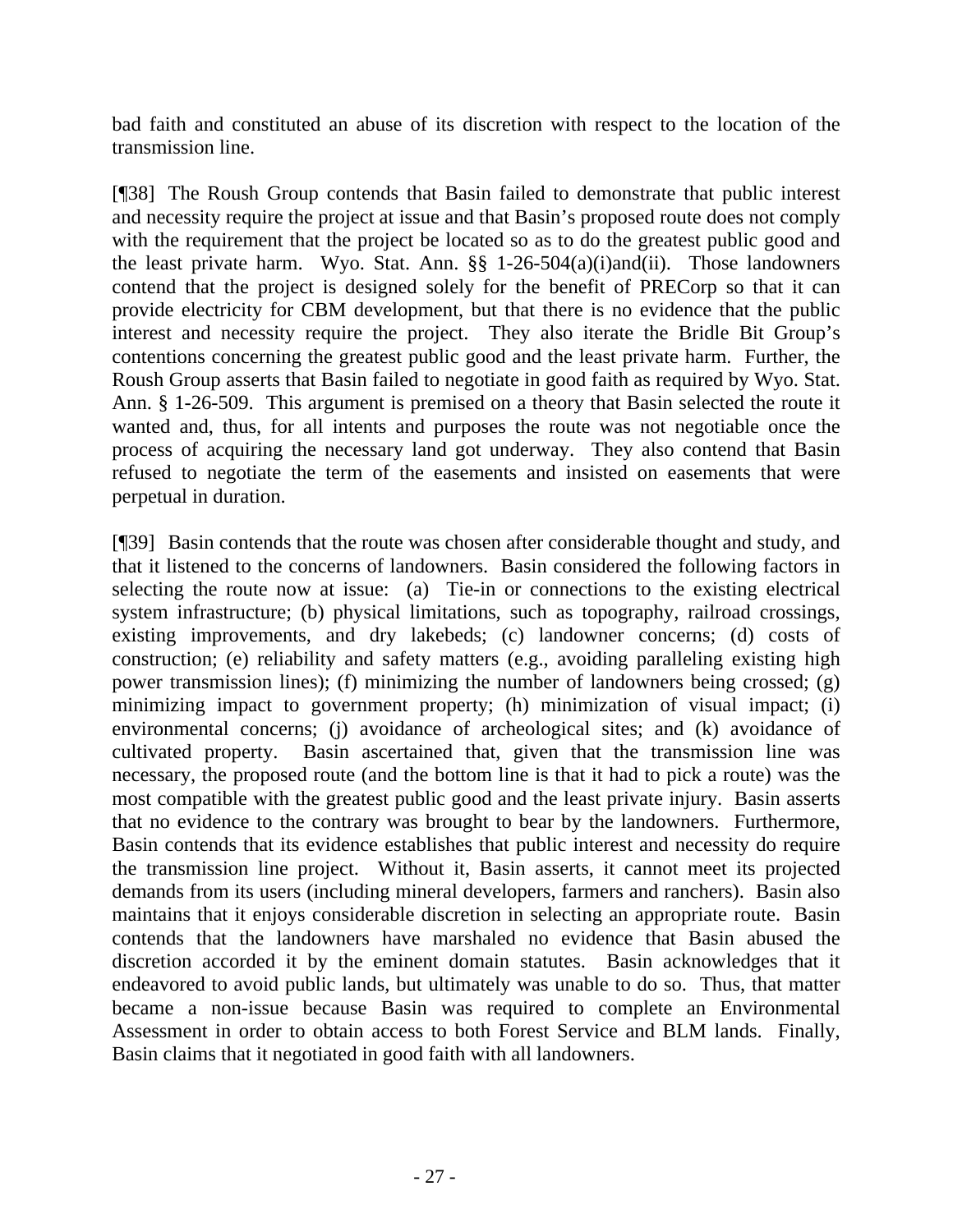bad faith and constituted an abuse of its discretion with respect to the location of the transmission line.

[¶38] The Roush Group contends that Basin failed to demonstrate that public interest and necessity require the project at issue and that Basin's proposed route does not comply with the requirement that the project be located so as to do the greatest public good and the least private harm. Wyo. Stat. Ann. §§ 1-26-504(a)(i)and(ii). Those landowners contend that the project is designed solely for the benefit of PRECorp so that it can provide electricity for CBM development, but that there is no evidence that the public interest and necessity require the project. They also iterate the Bridle Bit Group's contentions concerning the greatest public good and the least private harm. Further, the Roush Group asserts that Basin failed to negotiate in good faith as required by Wyo. Stat. Ann. § 1-26-509. This argument is premised on a theory that Basin selected the route it wanted and, thus, for all intents and purposes the route was not negotiable once the process of acquiring the necessary land got underway. They also contend that Basin refused to negotiate the term of the easements and insisted on easements that were perpetual in duration.

[¶39] Basin contends that the route was chosen after considerable thought and study, and that it listened to the concerns of landowners. Basin considered the following factors in selecting the route now at issue: (a) Tie-in or connections to the existing electrical system infrastructure; (b) physical limitations, such as topography, railroad crossings, existing improvements, and dry lakebeds; (c) landowner concerns; (d) costs of construction; (e) reliability and safety matters (e.g., avoiding paralleling existing high power transmission lines); (f) minimizing the number of landowners being crossed; (g) minimizing impact to government property; (h) minimization of visual impact; (i) environmental concerns; (j) avoidance of archeological sites; and (k) avoidance of cultivated property. Basin ascertained that, given that the transmission line was necessary, the proposed route (and the bottom line is that it had to pick a route) was the most compatible with the greatest public good and the least private injury. Basin asserts that no evidence to the contrary was brought to bear by the landowners. Furthermore, Basin contends that its evidence establishes that public interest and necessity do require the transmission line project. Without it, Basin asserts, it cannot meet its projected demands from its users (including mineral developers, farmers and ranchers). Basin also maintains that it enjoys considerable discretion in selecting an appropriate route. Basin contends that the landowners have marshaled no evidence that Basin abused the discretion accorded it by the eminent domain statutes. Basin acknowledges that it endeavored to avoid public lands, but ultimately was unable to do so. Thus, that matter became a non-issue because Basin was required to complete an Environmental Assessment in order to obtain access to both Forest Service and BLM lands. Finally, Basin claims that it negotiated in good faith with all landowners.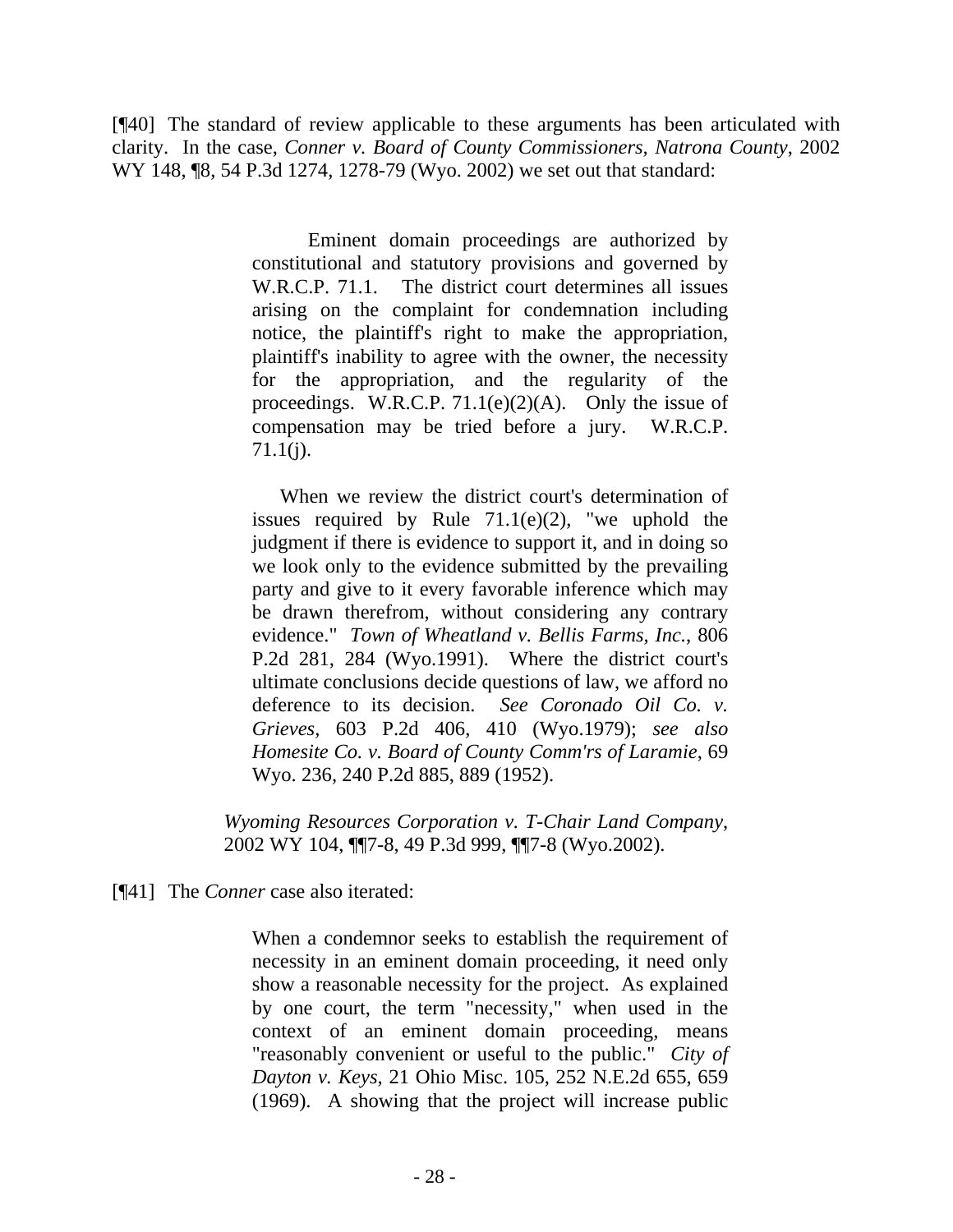[¶40] The standard of review applicable to these arguments has been articulated with clarity. In the case, *Conner v. Board of County Commissioners, Natrona County*, 2002 WY 148, ¶8, 54 P.3d 1274, 1278-79 (Wyo. 2002) we set out that standard:

> Eminent domain proceedings are authorized by constitutional and statutory provisions and governed by W.R.C.P. 71.1. The district court determines all issues arising on the complaint for condemnation including notice, the plaintiff's right to make the appropriation, plaintiff's inability to agree with the owner, the necessity for the appropriation, and the regularity of the proceedings. W.R.C.P. 71.1(e)(2)(A). Only the issue of compensation may be tried before a jury. W.R.C.P. 71.1(j).
>
> When we review the district court's determination of issues required by Rule 71.1(e)(2), "we uphold the judgment if there is evidence to support it, and in doing so we look only to the evidence submitted by the prevailing party and give to it every favorable inference which may be drawn therefrom, without considering any contrary evidence." *Town of Wheatland v. Bellis Farms, Inc.*, 806 P.2d 281, 284 (Wyo.1991). Where the district court's ultimate conclusions decide questions of law, we afford no deference to its decision. *See Coronado Oil Co. v. Grieves*, 603 P.2d 406, 410 (Wyo.1979); *see also Homesite Co. v. Board of County Comm'rs of Laramie*, 69 Wyo. 236, 240 P.2d 885, 889 (1952).
>
> *Wyoming Resources Corporation v. T-Chair Land Company*, 2002 WY 104, ¶¶7-8, 49 P.3d 999, ¶¶7-8 (Wyo.2002).

[¶41] The *Conner* case also iterated:

> When a condemnor seeks to establish the requirement of necessity in an eminent domain proceeding, it need only show a reasonable necessity for the project. As explained by one court, the term "necessity," when used in the context of an eminent domain proceeding, means "reasonably convenient or useful to the public." *City of Dayton v. Keys*, 21 Ohio Misc. 105, 252 N.E.2d 655, 659 (1969). A showing that the project will increase public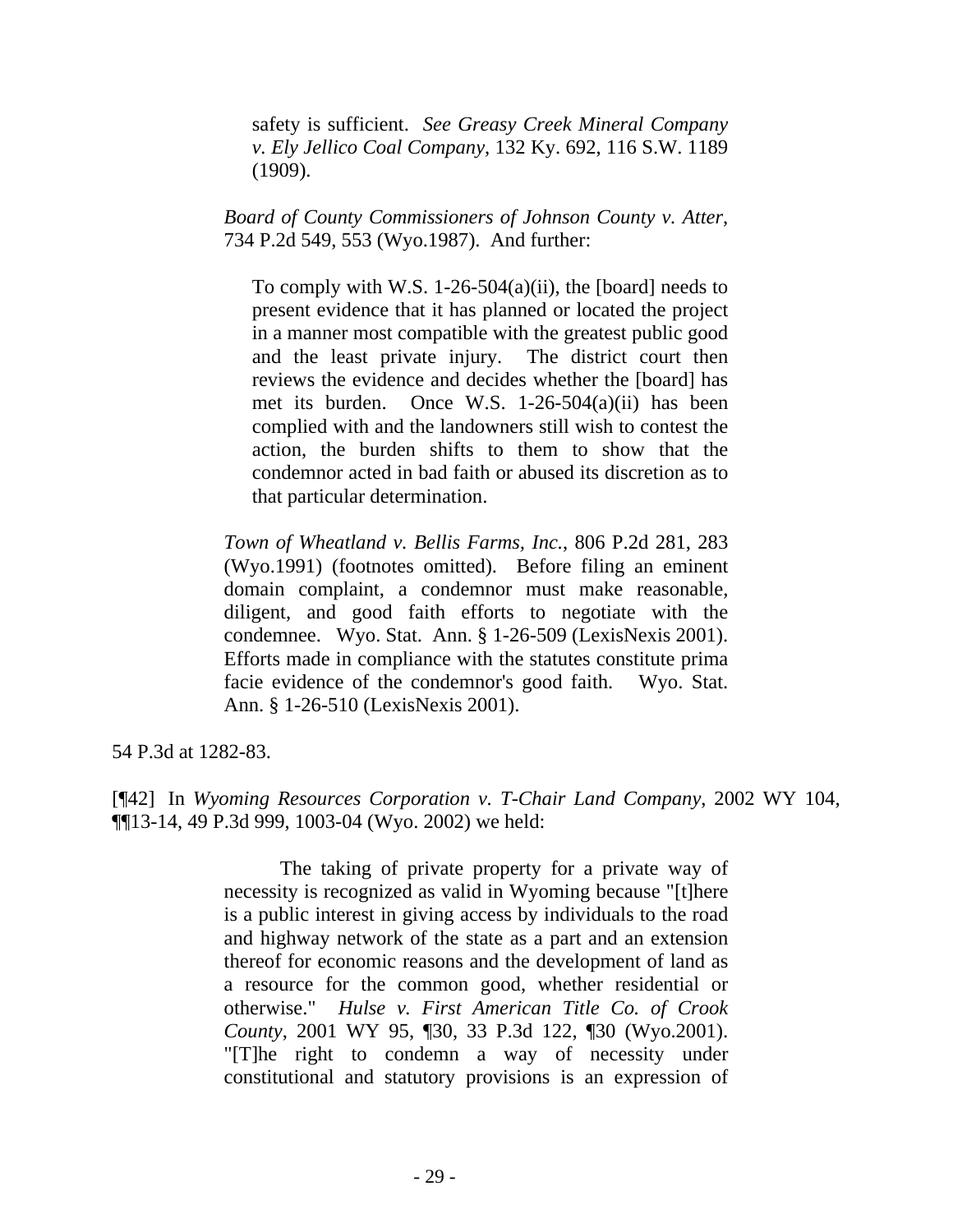> > safety is sufficient. *See Greasy Creek Mineral Company v. Ely Jellico Coal Company*, 132 Ky. 692, 116 S.W. 1189 (1909).
>
> *Board of County Commissioners of Johnson County v. Atter*, 734 P.2d 549, 553 (Wyo.1987). And further:
>
> > To comply with W.S. 1-26-504(a)(ii), the [board] needs to present evidence that it has planned or located the project in a manner most compatible with the greatest public good and the least private injury. The district court then reviews the evidence and decides whether the [board] has met its burden. Once W.S. 1-26-504(a)(ii) has been complied with and the landowners still wish to contest the action, the burden shifts to them to show that the condemnor acted in bad faith or abused its discretion as to that particular determination.
>
> *Town of Wheatland v. Bellis Farms, Inc.*, 806 P.2d 281, 283 (Wyo.1991) (footnotes omitted). Before filing an eminent domain complaint, a condemnor must make reasonable, diligent, and good faith efforts to negotiate with the condemnee. Wyo. Stat. Ann. § 1-26-509 (LexisNexis 2001). Efforts made in compliance with the statutes constitute prima facie evidence of the condemnor's good faith. Wyo. Stat. Ann. § 1-26-510 (LexisNexis 2001).

54 P.3d at 1282-83.

[¶42] In *Wyoming Resources Corporation v. T-Chair Land Company*, 2002 WY 104, ¶¶13-14, 49 P.3d 999, 1003-04 (Wyo. 2002) we held:

> The taking of private property for a private way of necessity is recognized as valid in Wyoming because "[t]here is a public interest in giving access by individuals to the road and highway network of the state as a part and an extension thereof for economic reasons and the development of land as a resource for the common good, whether residential or otherwise." *Hulse v. First American Title Co. of Crook County*, 2001 WY 95, ¶30, 33 P.3d 122, ¶30 (Wyo.2001). "[T]he right to condemn a way of necessity under constitutional and statutory provisions is an expression of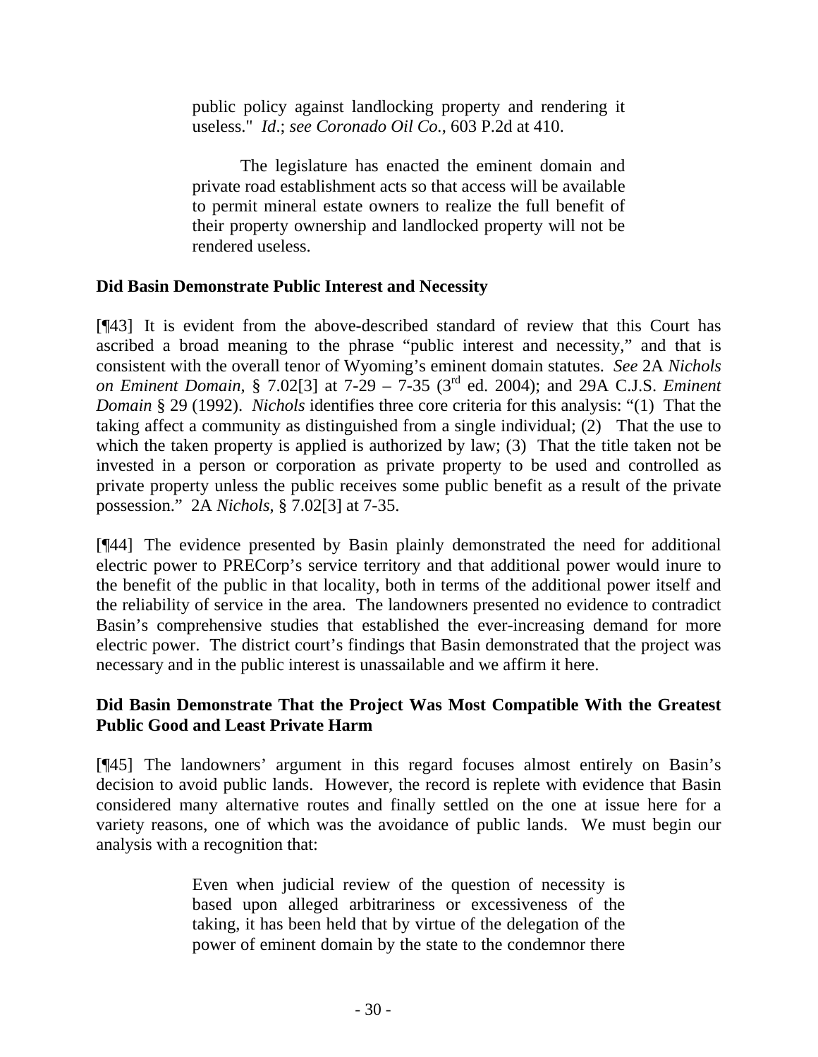> public policy against landlocking property and rendering it useless." *Id*.; *see Coronado Oil Co.*, 603 P.2d at 410.
>
> The legislature has enacted the eminent domain and private road establishment acts so that access will be available to permit mineral estate owners to realize the full benefit of their property ownership and landlocked property will not be rendered useless.

**Did Basin Demonstrate Public Interest and Necessity**

[¶43] It is evident from the above-described standard of review that this Court has ascribed a broad meaning to the phrase "public interest and necessity," and that is consistent with the overall tenor of Wyoming's eminent domain statutes. *See* 2A *Nichols on Eminent Domain*, § 7.02[3] at 7-29 – 7-35 (3rd ed. 2004); and 29A C.J.S. *Eminent Domain* § 29 (1992). *Nichols* identifies three core criteria for this analysis: "(1) That the taking affect a community as distinguished from a single individual; (2) That the use to which the taken property is applied is authorized by law; (3) That the title taken not be invested in a person or corporation as private property to be used and controlled as private property unless the public receives some public benefit as a result of the private possession." 2A *Nichols*, § 7.02[3] at 7-35.

[¶44] The evidence presented by Basin plainly demonstrated the need for additional electric power to PRECorp's service territory and that additional power would inure to the benefit of the public in that locality, both in terms of the additional power itself and the reliability of service in the area. The landowners presented no evidence to contradict Basin's comprehensive studies that established the ever-increasing demand for more electric power. The district court's findings that Basin demonstrated that the project was necessary and in the public interest is unassailable and we affirm it here.

**Did Basin Demonstrate That the Project Was Most Compatible With the Greatest Public Good and Least Private Harm**

[¶45] The landowners' argument in this regard focuses almost entirely on Basin's decision to avoid public lands. However, the record is replete with evidence that Basin considered many alternative routes and finally settled on the one at issue here for a variety reasons, one of which was the avoidance of public lands. We must begin our analysis with a recognition that:

> Even when judicial review of the question of necessity is based upon alleged arbitrariness or excessiveness of the taking, it has been held that by virtue of the delegation of the power of eminent domain by the state to the condemnor there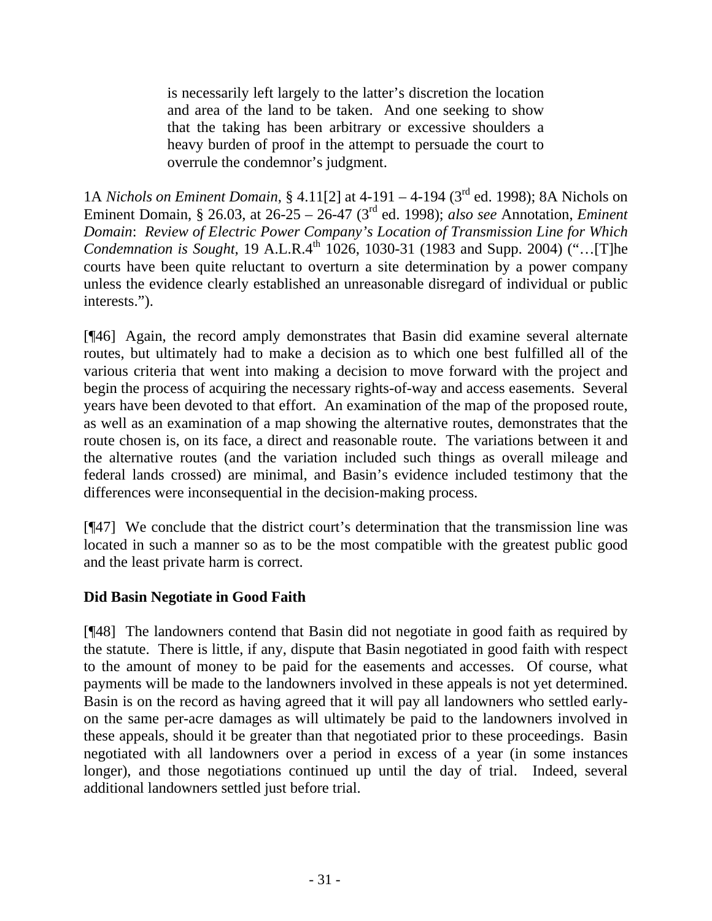> is necessarily left largely to the latter's discretion the location and area of the land to be taken. And one seeking to show that the taking has been arbitrary or excessive shoulders a heavy burden of proof in the attempt to persuade the court to overrule the condemnor's judgment.

1A *Nichols on Eminent Domain*, § 4.11[2] at 4-191 – 4-194 (3rd ed. 1998); 8A Nichols on Eminent Domain, § 26.03, at 26-25 – 26-47 (3rd ed. 1998); *also see* Annotation, *Eminent Domain*: *Review of Electric Power Company's Location of Transmission Line for Which Condemnation is Sought*, 19 A.L.R.4th 1026, 1030-31 (1983 and Supp. 2004) ("…[T]he courts have been quite reluctant to overturn a site determination by a power company unless the evidence clearly established an unreasonable disregard of individual or public interests.").

[¶46] Again, the record amply demonstrates that Basin did examine several alternate routes, but ultimately had to make a decision as to which one best fulfilled all of the various criteria that went into making a decision to move forward with the project and begin the process of acquiring the necessary rights-of-way and access easements. Several years have been devoted to that effort. An examination of the map of the proposed route, as well as an examination of a map showing the alternative routes, demonstrates that the route chosen is, on its face, a direct and reasonable route. The variations between it and the alternative routes (and the variation included such things as overall mileage and federal lands crossed) are minimal, and Basin's evidence included testimony that the differences were inconsequential in the decision-making process.

[¶47] We conclude that the district court's determination that the transmission line was located in such a manner so as to be the most compatible with the greatest public good and the least private harm is correct.

**Did Basin Negotiate in Good Faith**

[¶48] The landowners contend that Basin did not negotiate in good faith as required by the statute. There is little, if any, dispute that Basin negotiated in good faith with respect to the amount of money to be paid for the easements and accesses. Of course, what payments will be made to the landowners involved in these appeals is not yet determined. Basin is on the record as having agreed that it will pay all landowners who settled early-on the same per-acre damages as will ultimately be paid to the landowners involved in these appeals, should it be greater than that negotiated prior to these proceedings. Basin negotiated with all landowners over a period in excess of a year (in some instances longer), and those negotiations continued up until the day of trial. Indeed, several additional landowners settled just before trial.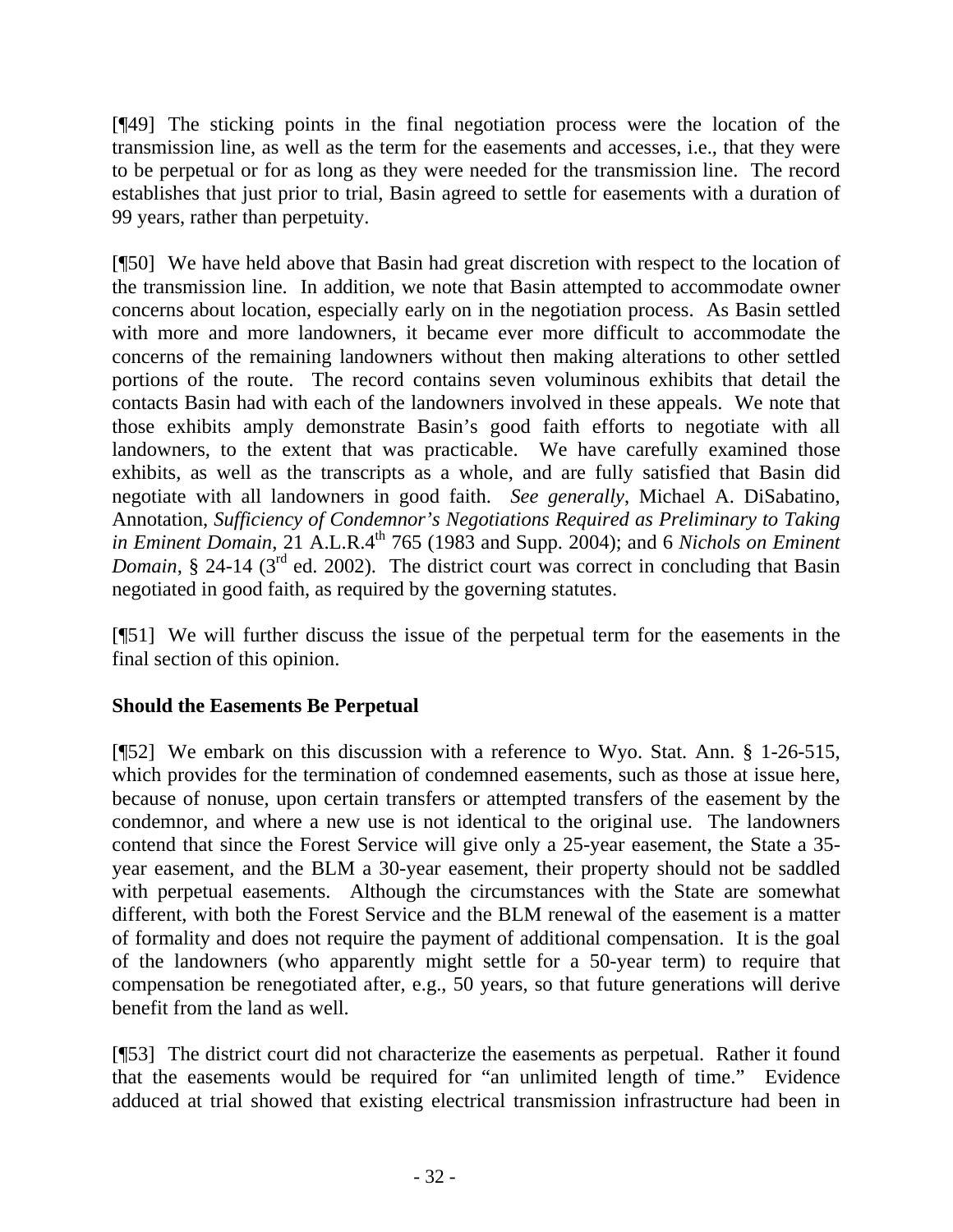[¶49] The sticking points in the final negotiation process were the location of the transmission line, as well as the term for the easements and accesses, i.e., that they were to be perpetual or for as long as they were needed for the transmission line. The record establishes that just prior to trial, Basin agreed to settle for easements with a duration of 99 years, rather than perpetuity.

[¶50] We have held above that Basin had great discretion with respect to the location of the transmission line. In addition, we note that Basin attempted to accommodate owner concerns about location, especially early on in the negotiation process. As Basin settled with more and more landowners, it became ever more difficult to accommodate the concerns of the remaining landowners without then making alterations to other settled portions of the route. The record contains seven voluminous exhibits that detail the contacts Basin had with each of the landowners involved in these appeals. We note that those exhibits amply demonstrate Basin's good faith efforts to negotiate with all landowners, to the extent that was practicable. We have carefully examined those exhibits, as well as the transcripts as a whole, and are fully satisfied that Basin did negotiate with all landowners in good faith. *See generally*, Michael A. DiSabatino, Annotation, *Sufficiency of Condemnor's Negotiations Required as Preliminary to Taking in Eminent Domain*, 21 A.L.R.4th 765 (1983 and Supp. 2004); and 6 *Nichols on Eminent Domain*, § 24-14 (3rd ed. 2002). The district court was correct in concluding that Basin negotiated in good faith, as required by the governing statutes.

[¶51] We will further discuss the issue of the perpetual term for the easements in the final section of this opinion.

## Should the Easements Be Perpetual

[¶52] We embark on this discussion with a reference to Wyo. Stat. Ann. § 1-26-515, which provides for the termination of condemned easements, such as those at issue here, because of nonuse, upon certain transfers or attempted transfers of the easement by the condemnor, and where a new use is not identical to the original use. The landowners contend that since the Forest Service will give only a 25-year easement, the State a 35-year easement, and the BLM a 30-year easement, their property should not be saddled with perpetual easements. Although the circumstances with the State are somewhat different, with both the Forest Service and the BLM renewal of the easement is a matter of formality and does not require the payment of additional compensation. It is the goal of the landowners (who apparently might settle for a 50-year term) to require that compensation be renegotiated after, e.g., 50 years, so that future generations will derive benefit from the land as well.

[¶53] The district court did not characterize the easements as perpetual. Rather it found that the easements would be required for "an unlimited length of time." Evidence adduced at trial showed that existing electrical transmission infrastructure had been in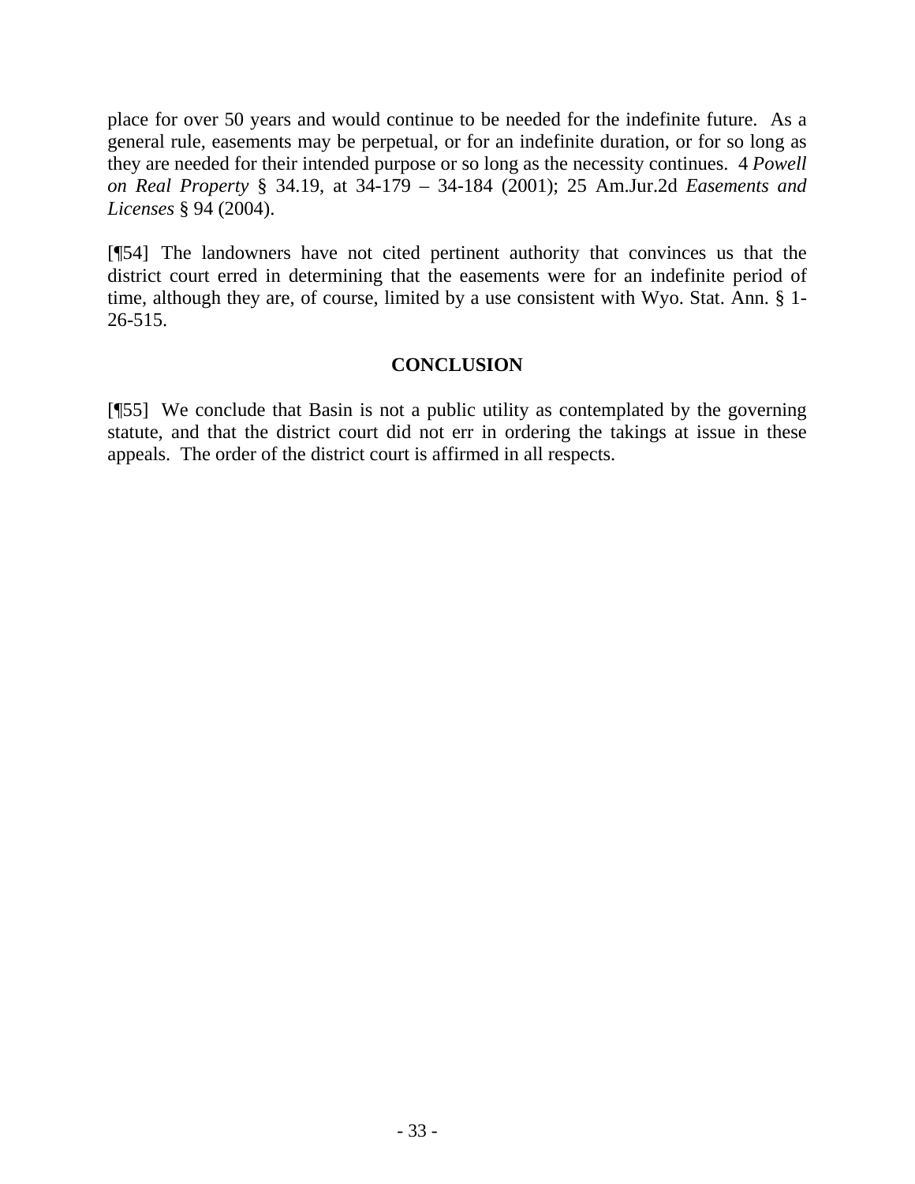place for over 50 years and would continue to be needed for the indefinite future. As a general rule, easements may be perpetual, or for an indefinite duration, or for so long as they are needed for their intended purpose or so long as the necessity continues. 4 *Powell on Real Property* § 34.19, at 34-179 – 34-184 (2001); 25 Am.Jur.2d *Easements and Licenses* § 94 (2004).

[¶54] The landowners have not cited pertinent authority that convinces us that the district court erred in determining that the easements were for an indefinite period of time, although they are, of course, limited by a use consistent with Wyo. Stat. Ann. § 1-26-515.

## CONCLUSION

[¶55] We conclude that Basin is not a public utility as contemplated by the governing statute, and that the district court did not err in ordering the takings at issue in these appeals. The order of the district court is affirmed in all respects.